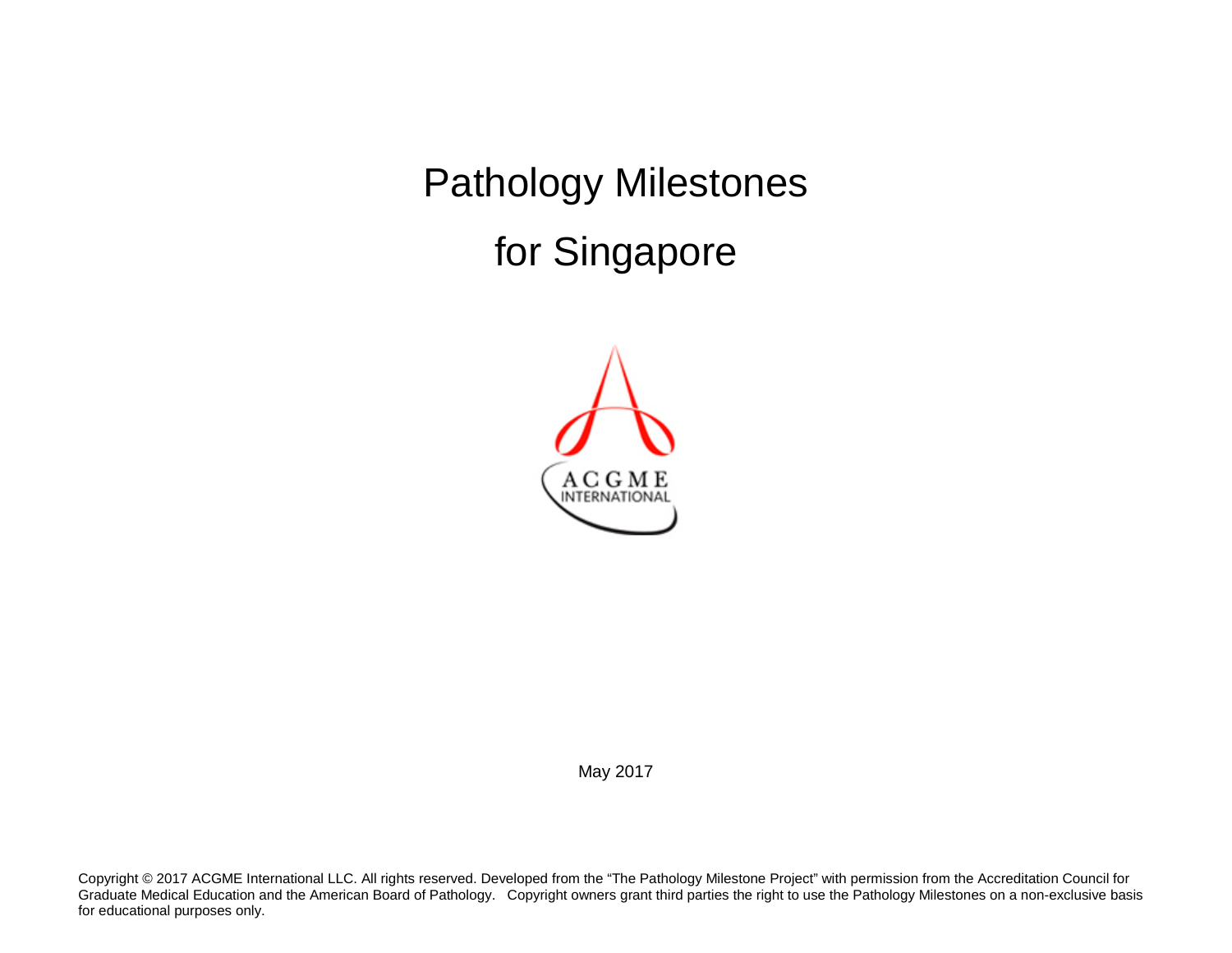# Pathology Milestones

# for Singapore

May 2017

Copyright © 2017 ACGME International LLC. All rights reserved. Developed from the "The Pathology Milestone Project" with permission from the Accreditation Council for Graduate Medical Education and the American Board of Pathology. Copyright owners grant third parties the right to use the Pathology Milestones on a non-exclusive basis for educational purposes only.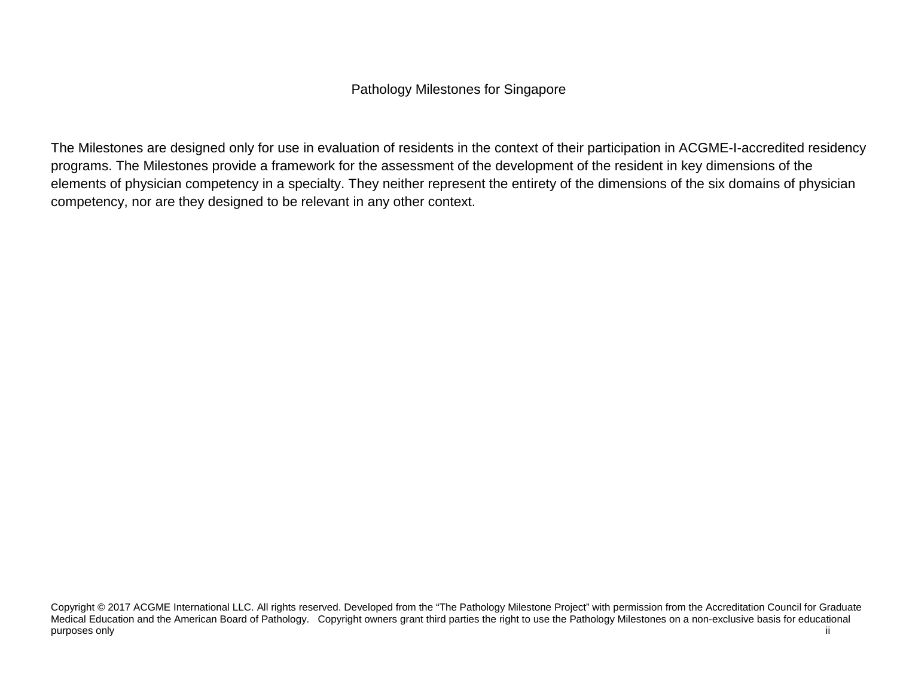Pathology Milestones for Singapore

The Milestones are designed only for use in evaluation of residents in the context of their participation in ACGME-I-accredited residency programs. The Milestones provide a framework for the assessment of the development of the resident in key dimensions of the elements of physician competency in a specialty. They neither represent the entirety of the dimensions of the six domains of physician competency, nor are they designed to be relevant in any other context.

Copyright © 2017 ACGME International LLC. All rights reserved. Developed from the "The Pathology Milestone Project" with permission from the Accreditation Council for Graduate Medical Education and the American Board of Pathology. Copyright owners grant third parties the right to use the Pathology Milestones on a non-exclusive basis for educational purposes only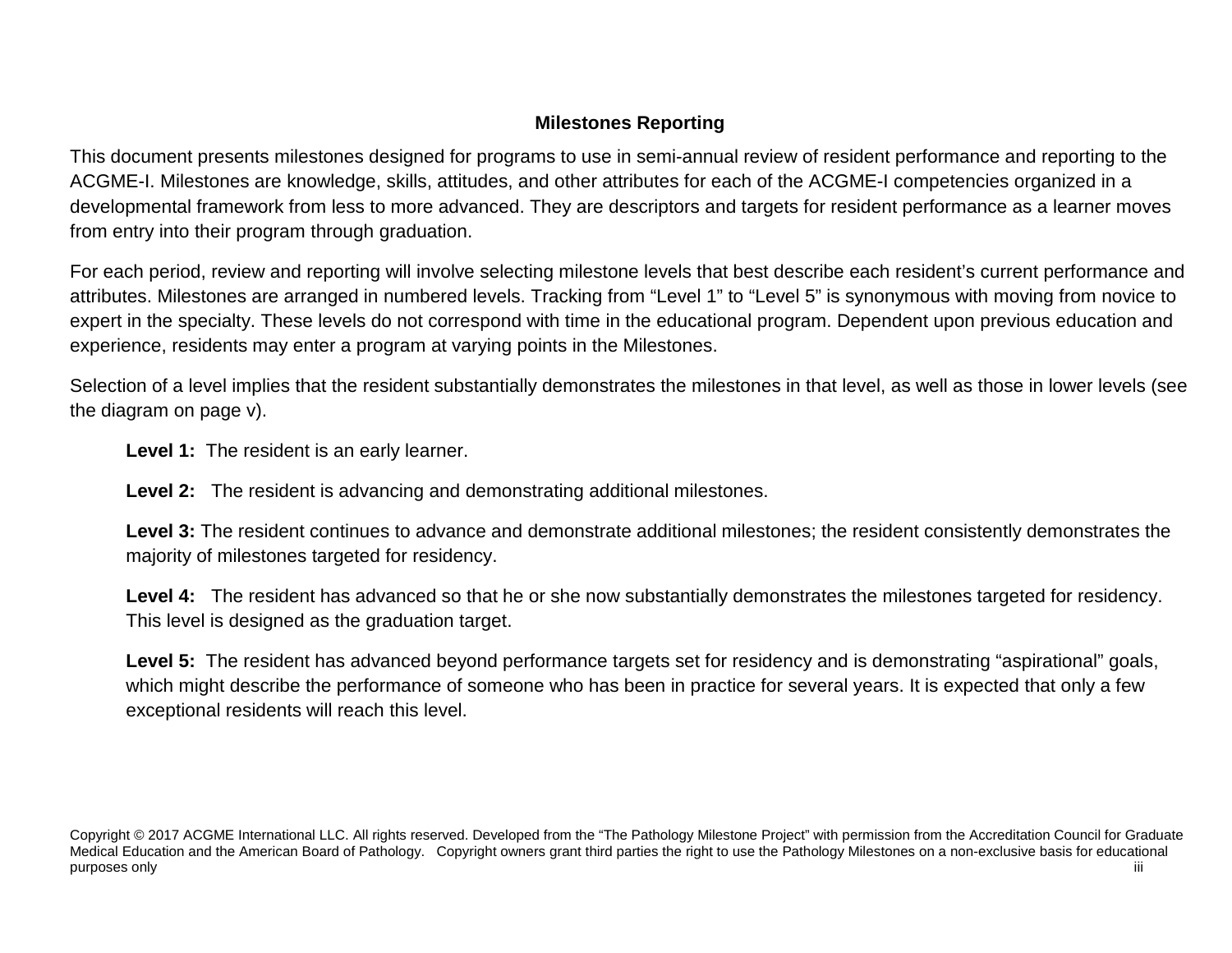## Milestones Reporting

This document presents milestones designed for programs to use in semi-annual review of resident performance and reporting to the ACGME-I. Milestones are knowledge, skills, attitudes, and other attributes for each of the ACGME-I competencies organized in a developmental framework from less to more advanced. They are descriptors and targets for resident performance as a learner moves from entry into their program through graduation.

For each period, review and reporting will involve selecting milestone levels that best describe each resident's current performance and attributes. Milestones are arranged in numbered levels. Tracking from "Level 1" to "Level 5" is synonymous with moving from novice to expert in the specialty. These levels do not correspond with time in the educational program. Dependent upon previous education and experience, residents may enter a program at varying points in the Milestones.

Selection of a level implies that the resident substantially demonstrates the milestones in that level, as well as those in lower levels (see the diagram on page v).

**Level 1:** The resident is an early learner.

**Level 2:** The resident is advancing and demonstrating additional milestones.

**Level 3:** The resident continues to advance and demonstrate additional milestones; the resident consistently demonstrates the majority of milestones targeted for residency.

**Level 4:** The resident has advanced so that he or she now substantially demonstrates the milestones targeted for residency. This level is designed as the graduation target.

**Level 5:** The resident has advanced beyond performance targets set for residency and is demonstrating "aspirational" goals, which might describe the performance of someone who has been in practice for several years. It is expected that only a few exceptional residents will reach this level.

Copyright © 2017 ACGME International LLC. All rights reserved. Developed from the "The Pathology Milestone Project" with permission from the Accreditation Council for Graduate Medical Education and the American Board of Pathology. Copyright owners grant third parties the right to use the Pathology Milestones on a non-exclusive basis for educational purposes only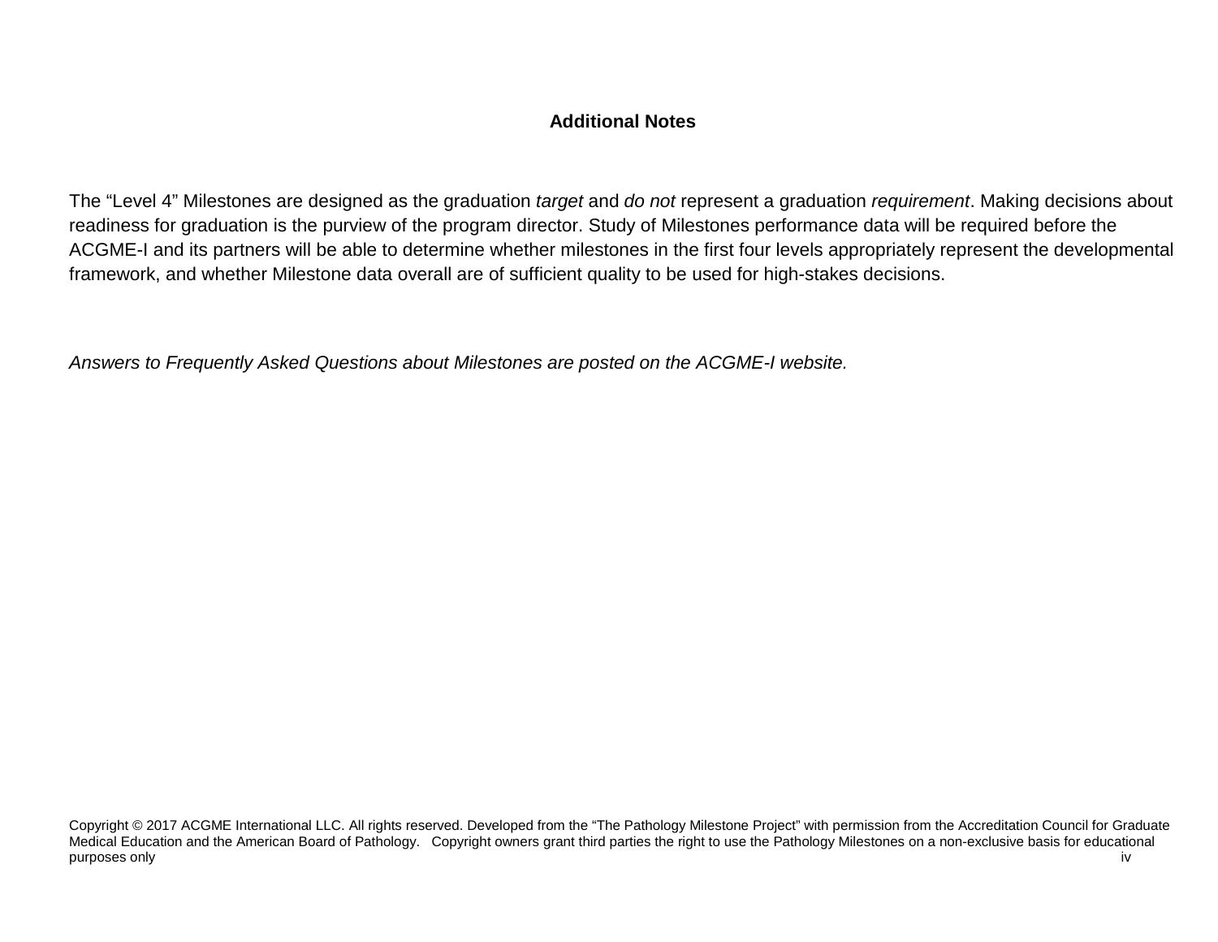### Additional Notes

The “Level 4” Milestones are designed as the graduation *target* and *do not* represent a graduation *requirement*. Making decisions about readiness for graduation is the purview of the program director. Study of Milestones performance data will be required before the ACGME-I and its partners will be able to determine whether milestones in the first four levels appropriately represent the developmental framework, and whether Milestone data overall are of sufficient quality to be used for high-stakes decisions.

*Answers to Frequently Asked Questions about Milestones are posted on the ACGME-I website.*

Copyright © 2017 ACGME International LLC. All rights reserved. Developed from the “The Pathology Milestone Project” with permission from the Accreditation Council for Graduate Medical Education and the American Board of Pathology. Copyright owners grant third parties the right to use the Pathology Milestones on a non-exclusive basis for educational purposes only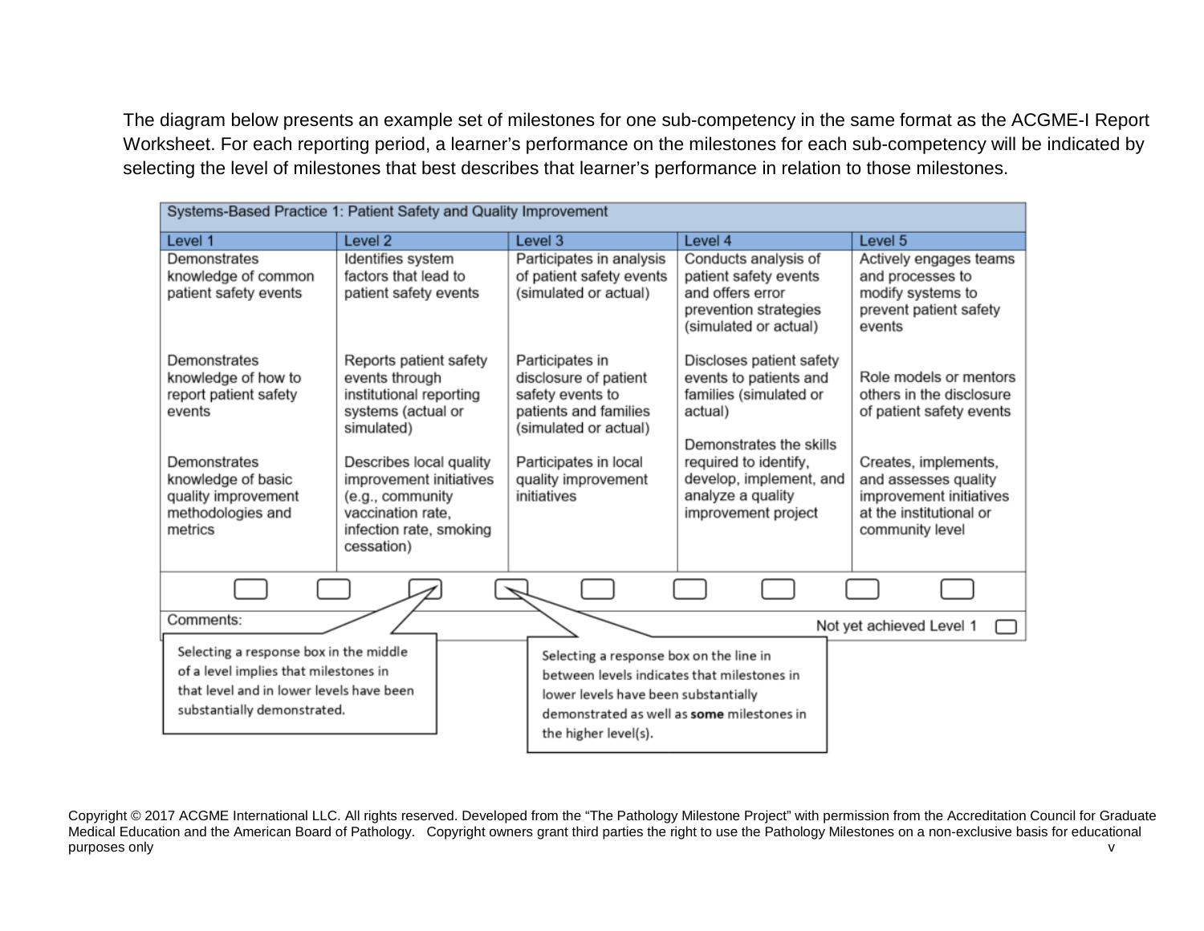The diagram below presents an example set of milestones for one sub-competency in the same format as the ACGME-I Report Worksheet. For each reporting period, a learner's performance on the milestones for each sub-competency will be indicated by selecting the level of milestones that best describes that learner's performance in relation to those milestones.

| Systems-Based Practice 1: Patient Safety and Quality Improvement | | | | |
|---|---|---|---|---|
| Level 1 | Level 2 | Level 3 | Level 4 | Level 5 |
| Demonstrates knowledge of common patient safety events<br><br>Demonstrates knowledge of how to report patient safety events<br><br>Demonstrates knowledge of basic quality improvement methodologies and metrics | Identifies system factors that lead to patient safety events<br><br>Reports patient safety events through institutional reporting systems (actual or simulated)<br><br>Describes local quality improvement initiatives (e.g., community vaccination rate, infection rate, smoking cessation) | Participates in analysis of patient safety events (simulated or actual)<br><br>Participates in disclosure of patient safety events to patients and families (simulated or actual)<br><br>Participates in local quality improvement initiatives | Conducts analysis of patient safety events and offers error prevention strategies (simulated or actual)<br><br>Discloses patient safety events to patients and families (simulated or actual)<br><br>Demonstrates the skills required to identify, develop, implement, and analyze a quality improvement project | Actively engages teams and processes to modify systems to prevent patient safety events<br><br>Role models or mentors others in the disclosure of patient safety events<br><br>Creates, implements, and assesses quality improvement initiatives at the institutional or community level |

Comments:

Not yet achieved Level 1

Selecting a response box in the middle of a level implies that milestones in that level and in lower levels have been substantially demonstrated.

Selecting a response box on the line in between levels indicates that milestones in lower levels have been substantially demonstrated as well as **some** milestones in the higher level(s).

Copyright © 2017 ACGME International LLC. All rights reserved. Developed from the "The Pathology Milestone Project" with permission from the Accreditation Council for Graduate Medical Education and the American Board of Pathology. Copyright owners grant third parties the right to use the Pathology Milestones on a non-exclusive basis for educational purposes only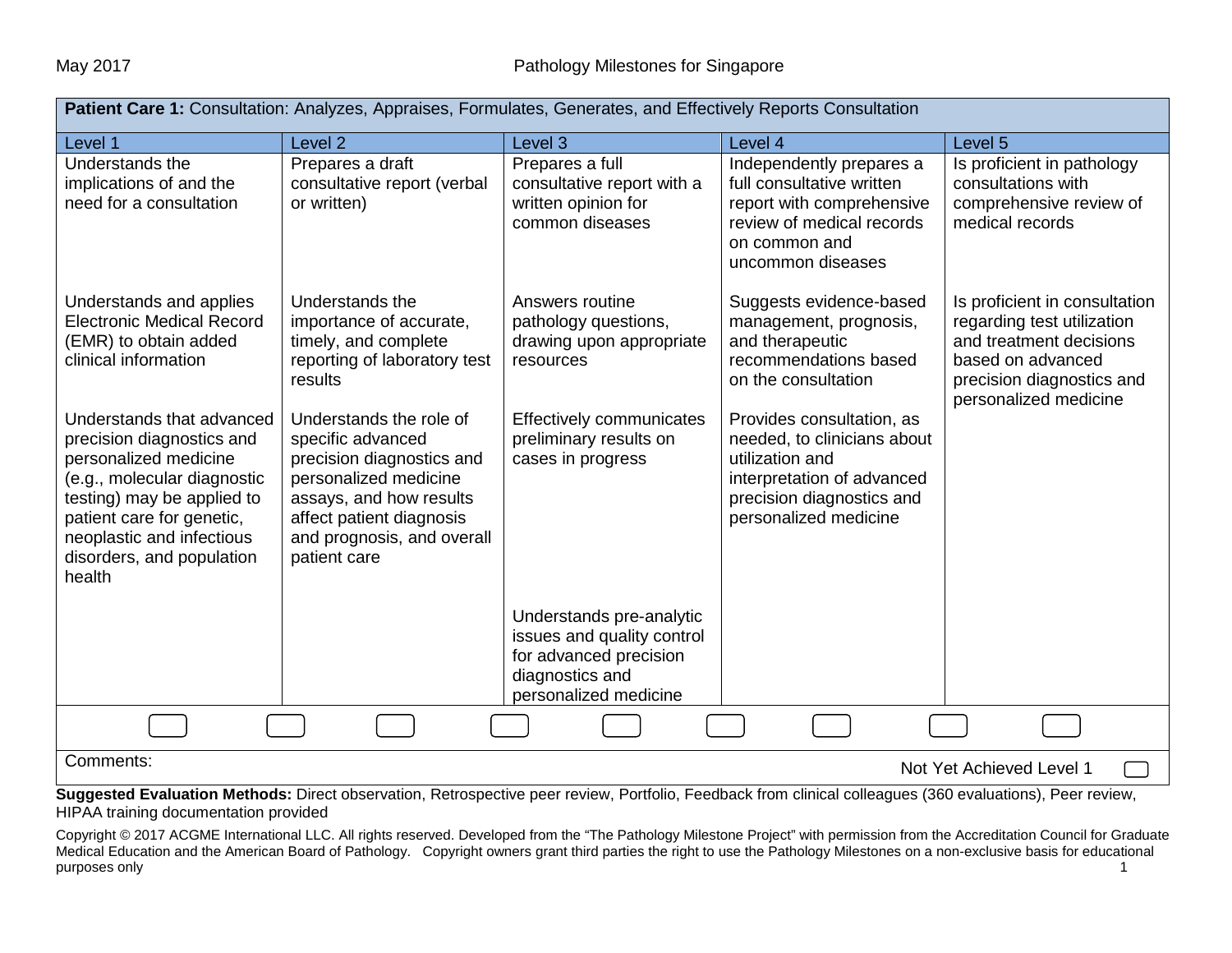| **Patient Care 1:** Consultation: Analyzes, Appraises, Formulates, Generates, and Effectively Reports Consultation | | | | |
|---|---|---|---|---|
| Level 1 | Level 2 | Level 3 | Level 4 | Level 5 |
| Understands the implications of and the need for a consultation | Prepares a draft consultative report (verbal or written) | Prepares a full consultative report with a written opinion for common diseases | Independently prepares a full consultative written report with comprehensive review of medical records on common and uncommon diseases | Is proficient in pathology consultations with comprehensive review of medical records |
| Understands and applies Electronic Medical Record (EMR) to obtain added clinical information | Understands the importance of accurate, timely, and complete reporting of laboratory test results | Answers routine pathology questions, drawing upon appropriate resources | Suggests evidence-based management, prognosis, and therapeutic recommendations based on the consultation | Is proficient in consultation regarding test utilization and treatment decisions based on advanced precision diagnostics and personalized medicine |
| Understands that advanced precision diagnostics and personalized medicine (e.g., molecular diagnostic testing) may be applied to patient care for genetic, neoplastic and infectious disorders, and population health | Understands the role of specific advanced precision diagnostics and personalized medicine assays, and how results affect patient diagnosis and prognosis, and overall patient care | Effectively communicates preliminary results on cases in progress | Provides consultation, as needed, to clinicians about utilization and interpretation of advanced precision diagnostics and personalized medicine | |
| | | Understands pre-analytic issues and quality control for advanced precision diagnostics and personalized medicine | | |

Comments:

Not Yet Achieved Level 1

**Suggested Evaluation Methods:** Direct observation, Retrospective peer review, Portfolio, Feedback from clinical colleagues (360 evaluations), Peer review, HIPAA training documentation provided

Copyright © 2017 ACGME International LLC. All rights reserved. Developed from the "The Pathology Milestone Project" with permission from the Accreditation Council for Graduate Medical Education and the American Board of Pathology. Copyright owners grant third parties the right to use the Pathology Milestones on a non-exclusive basis for educational purposes only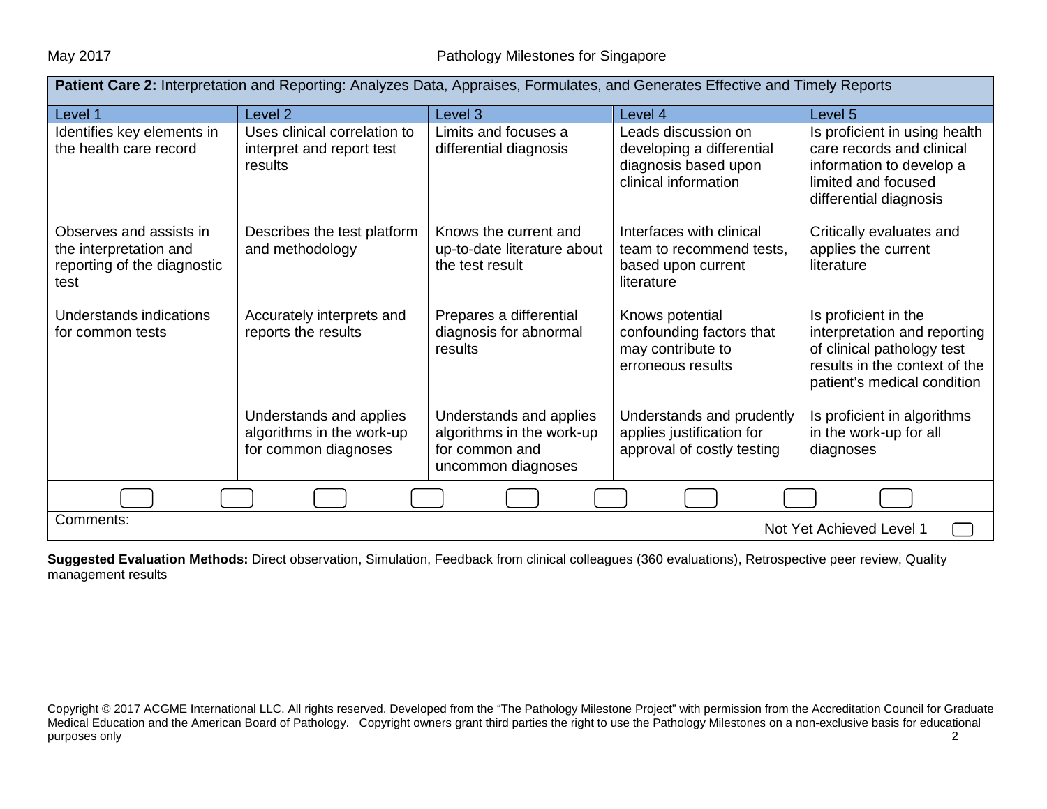**Patient Care 2:** Interpretation and Reporting: Analyzes Data, Appraises, Formulates, and Generates Effective and Timely Reports

| Level 1 | Level 2 | Level 3 | Level 4 | Level 5 |
|---|---|---|---|---|
| Identifies key elements in the health care record | Uses clinical correlation to interpret and report test results | Limits and focuses a differential diagnosis | Leads discussion on developing a differential diagnosis based upon clinical information | Is proficient in using health care records and clinical information to develop a limited and focused differential diagnosis |
| Observes and assists in the interpretation and reporting of the diagnostic test | Describes the test platform and methodology | Knows the current and up-to-date literature about the test result | Interfaces with clinical team to recommend tests, based upon current literature | Critically evaluates and applies the current literature |
| Understands indications for common tests | Accurately interprets and reports the results | Prepares a differential diagnosis for abnormal results | Knows potential confounding factors that may contribute to erroneous results | Is proficient in the interpretation and reporting of clinical pathology test results in the context of the patient's medical condition |
| | Understands and applies algorithms in the work-up for common diagnoses | Understands and applies algorithms in the work-up for common and uncommon diagnoses | Understands and prudently applies justification for approval of costly testing | Is proficient in algorithms in the work-up for all diagnoses |

Comments:

Not Yet Achieved Level 1

**Suggested Evaluation Methods:** Direct observation, Simulation, Feedback from clinical colleagues (360 evaluations), Retrospective peer review, Quality management results

Copyright © 2017 ACGME International LLC. All rights reserved. Developed from the "The Pathology Milestone Project" with permission from the Accreditation Council for Graduate Medical Education and the American Board of Pathology. Copyright owners grant third parties the right to use the Pathology Milestones on a non-exclusive basis for educational purposes only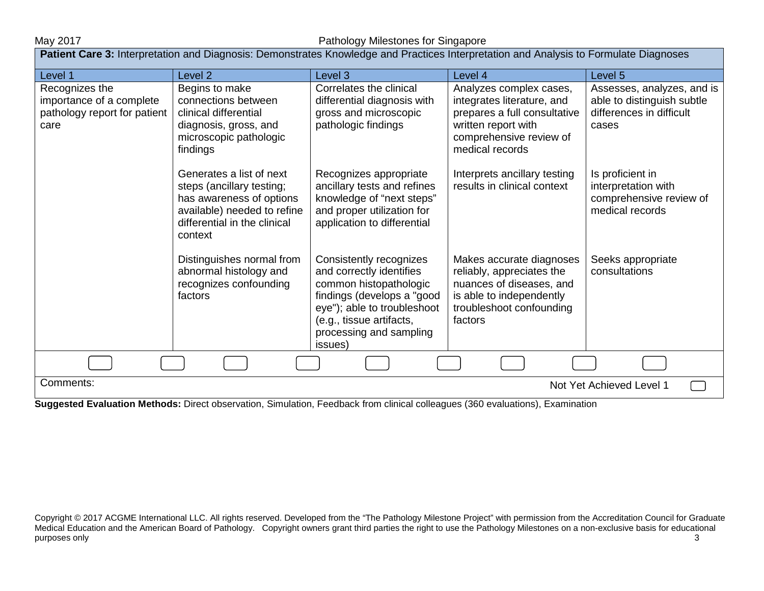**Patient Care 3:** Interpretation and Diagnosis: Demonstrates Knowledge and Practices Interpretation and Analysis to Formulate Diagnoses

| Level 1 | Level 2 | Level 3 | Level 4 | Level 5 |
|---|---|---|---|---|
| Recognizes the importance of a complete pathology report for patient care | Begins to make connections between clinical differential diagnosis, gross, and microscopic pathologic findings<br><br>Generates a list of next steps (ancillary testing; has awareness of options available) needed to refine differential in the clinical context<br><br>Distinguishes normal from abnormal histology and recognizes confounding factors | Correlates the clinical differential diagnosis with gross and microscopic pathologic findings<br><br>Recognizes appropriate ancillary tests and refines knowledge of "next steps" and proper utilization for application to differential<br><br>Consistently recognizes and correctly identifies common histopathologic findings (develops a "good eye"); able to troubleshoot (e.g., tissue artifacts, processing and sampling issues) | Analyzes complex cases, integrates literature, and prepares a full consultative written report with comprehensive review of medical records<br><br>Interprets ancillary testing results in clinical context<br><br>Makes accurate diagnoses reliably, appreciates the nuances of diseases, and is able to independently troubleshoot confounding factors | Assesses, analyzes, and is able to distinguish subtle differences in difficult cases<br><br>Is proficient in interpretation with comprehensive review of medical records<br><br>Seeks appropriate consultations |

Comments:

Not Yet Achieved Level 1

**Suggested Evaluation Methods:** Direct observation, Simulation, Feedback from clinical colleagues (360 evaluations), Examination

Copyright © 2017 ACGME International LLC. All rights reserved. Developed from the "The Pathology Milestone Project" with permission from the Accreditation Council for Graduate Medical Education and the American Board of Pathology. Copyright owners grant third parties the right to use the Pathology Milestones on a non-exclusive basis for educational purposes only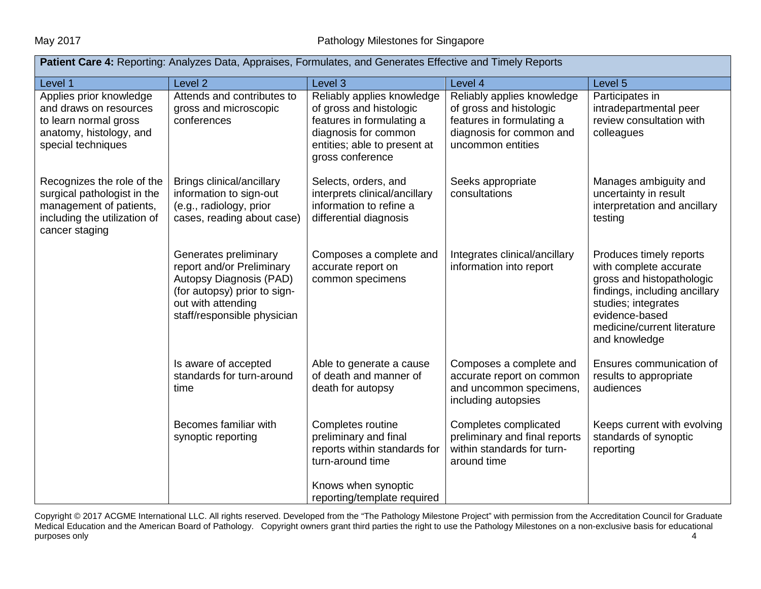| **Patient Care 4:** Reporting: Analyzes Data, Appraises, Formulates, and Generates Effective and Timely Reports | | | | |
|---|---|---|---|---|
| Level 1 | Level 2 | Level 3 | Level 4 | Level 5 |
| Applies prior knowledge and draws on resources to learn normal gross anatomy, histology, and special techniques | Attends and contributes to gross and microscopic conferences | Reliably applies knowledge of gross and histologic features in formulating a diagnosis for common entities; able to present at gross conference | Reliably applies knowledge of gross and histologic features in formulating a diagnosis for common and uncommon entities | Participates in intradepartmental peer review consultation with colleagues |
| Recognizes the role of the surgical pathologist in the management of patients, including the utilization of cancer staging | Brings clinical/ancillary information to sign-out (e.g., radiology, prior cases, reading about case) | Selects, orders, and interprets clinical/ancillary information to refine a differential diagnosis | Seeks appropriate consultations | Manages ambiguity and uncertainty in result interpretation and ancillary testing |
| | Generates preliminary report and/or Preliminary Autopsy Diagnosis (PAD) (for autopsy) prior to sign-out with attending staff/responsible physician | Composes a complete and accurate report on common specimens | Integrates clinical/ancillary information into report | Produces timely reports with complete accurate gross and histopathologic findings, including ancillary studies; integrates evidence-based medicine/current literature and knowledge |
| | Is aware of accepted standards for turn-around time | Able to generate a cause of death and manner of death for autopsy | Composes a complete and accurate report on common and uncommon specimens, including autopsies | Ensures communication of results to appropriate audiences |
| | Becomes familiar with synoptic reporting | Completes routine preliminary and final reports within standards for turn-around time<br><br>Knows when synoptic reporting/template required | Completes complicated preliminary and final reports within standards for turn-around time | Keeps current with evolving standards of synoptic reporting |

Copyright © 2017 ACGME International LLC. All rights reserved. Developed from the "The Pathology Milestone Project" with permission from the Accreditation Council for Graduate Medical Education and the American Board of Pathology. Copyright owners grant third parties the right to use the Pathology Milestones on a non-exclusive basis for educational purposes only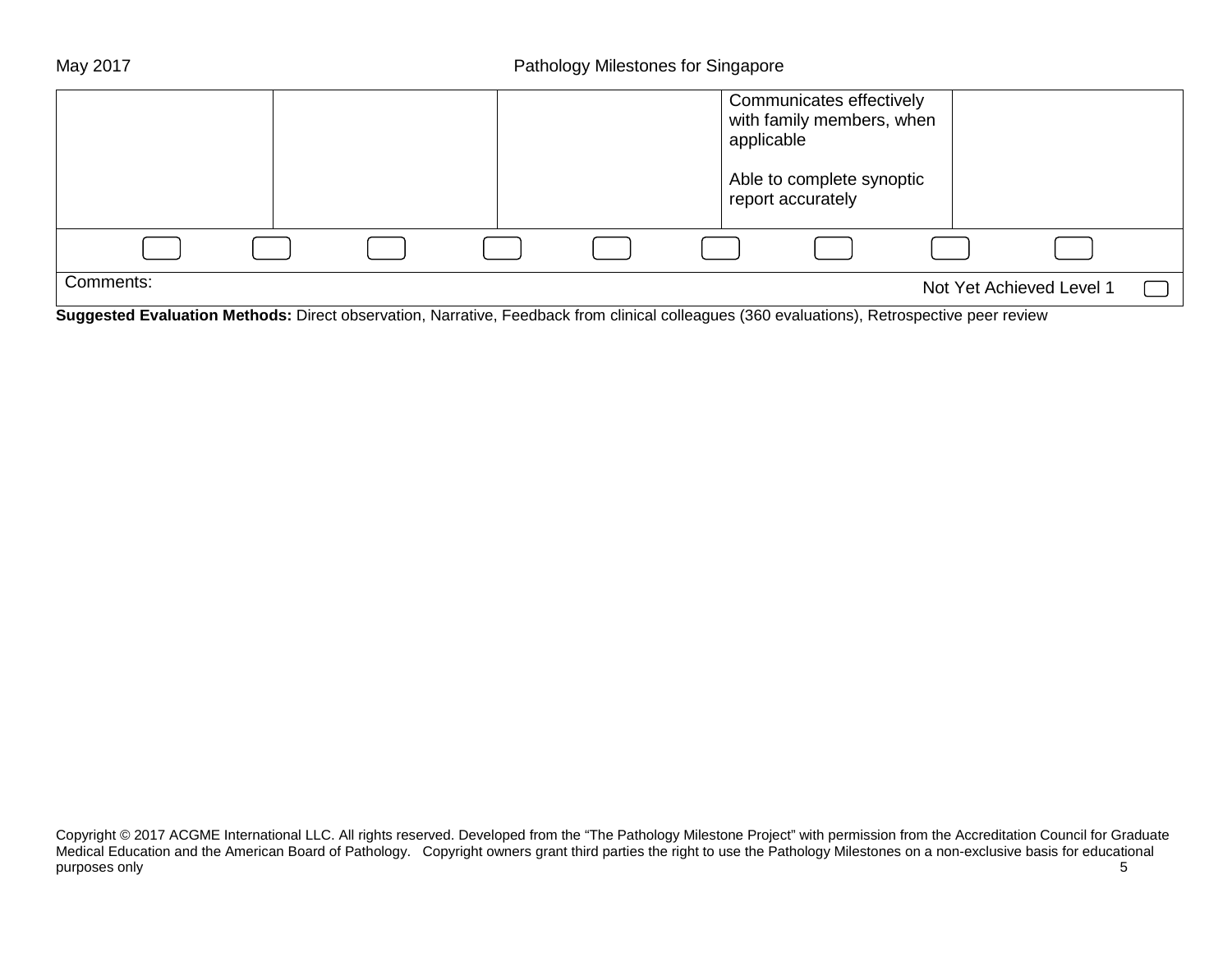| | | | | |
|---|---|---|---|---|
| | | | Communicates effectively with family members, when applicable<br><br>Able to complete synoptic report accurately | |

Comments: Not Yet Achieved Level 1

**Suggested Evaluation Methods:** Direct observation, Narrative, Feedback from clinical colleagues (360 evaluations), Retrospective peer review

Copyright © 2017 ACGME International LLC. All rights reserved. Developed from the "The Pathology Milestone Project" with permission from the Accreditation Council for Graduate Medical Education and the American Board of Pathology. Copyright owners grant third parties the right to use the Pathology Milestones on a non-exclusive basis for educational purposes only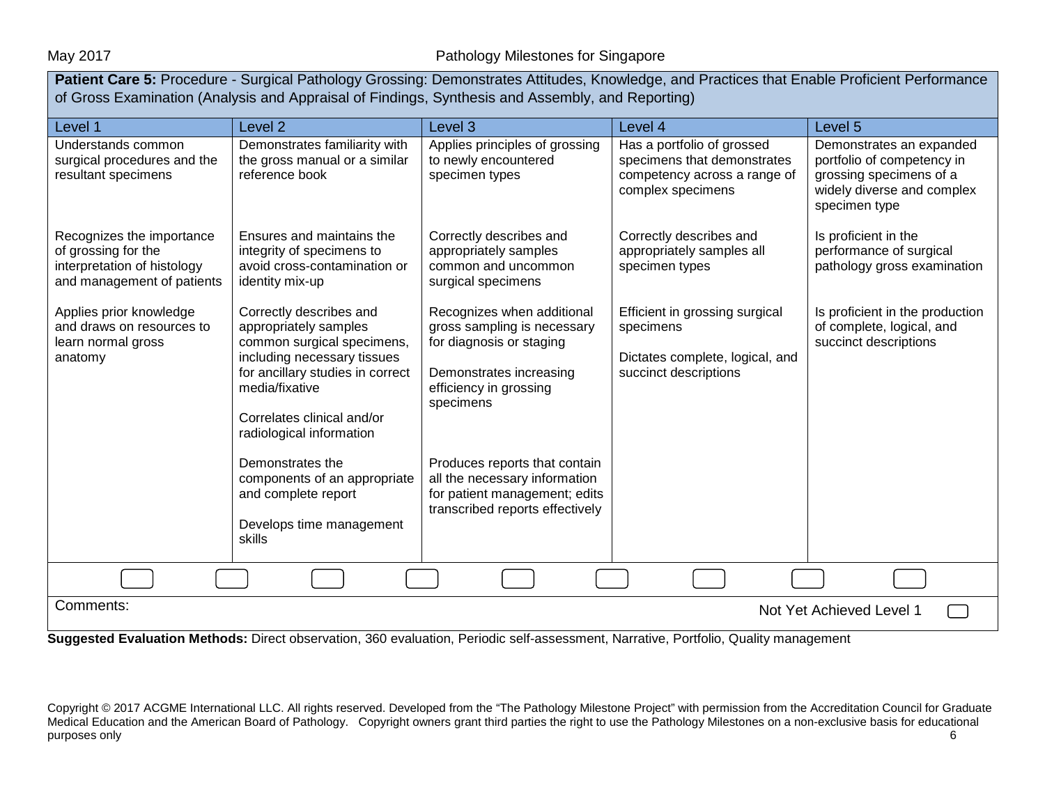**Patient Care 5:** Procedure - Surgical Pathology Grossing: Demonstrates Attitudes, Knowledge, and Practices that Enable Proficient Performance of Gross Examination (Analysis and Appraisal of Findings, Synthesis and Assembly, and Reporting)

| Level 1 | Level 2 | Level 3 | Level 4 | Level 5 |
|---|---|---|---|---|
| Understands common surgical procedures and the resultant specimens | Demonstrates familiarity with the gross manual or a similar reference book | Applies principles of grossing to newly encountered specimen types | Has a portfolio of grossed specimens that demonstrates competency across a range of complex specimens | Demonstrates an expanded portfolio of competency in grossing specimens of a widely diverse and complex specimen type |
| Recognizes the importance of grossing for the interpretation of histology and management of patients | Ensures and maintains the integrity of specimens to avoid cross-contamination or identity mix-up | Correctly describes and appropriately samples common and uncommon surgical specimens | Correctly describes and appropriately samples all specimen types | Is proficient in the performance of surgical pathology gross examination |
| Applies prior knowledge and draws on resources to learn normal gross anatomy | Correctly describes and appropriately samples common surgical specimens, including necessary tissues for ancillary studies in correct media/fixative<br><br>Correlates clinical and/or radiological information | Recognizes when additional gross sampling is necessary for diagnosis or staging<br><br>Demonstrates increasing efficiency in grossing specimens | Efficient in grossing surgical specimens<br><br>Dictates complete, logical, and succinct descriptions | Is proficient in the production of complete, logical, and succinct descriptions |
| | Demonstrates the components of an appropriate and complete report<br><br>Develops time management skills | Produces reports that contain all the necessary information for patient management; edits transcribed reports effectively | | |

Comments: Not Yet Achieved Level 1

**Suggested Evaluation Methods:** Direct observation, 360 evaluation, Periodic self-assessment, Narrative, Portfolio, Quality management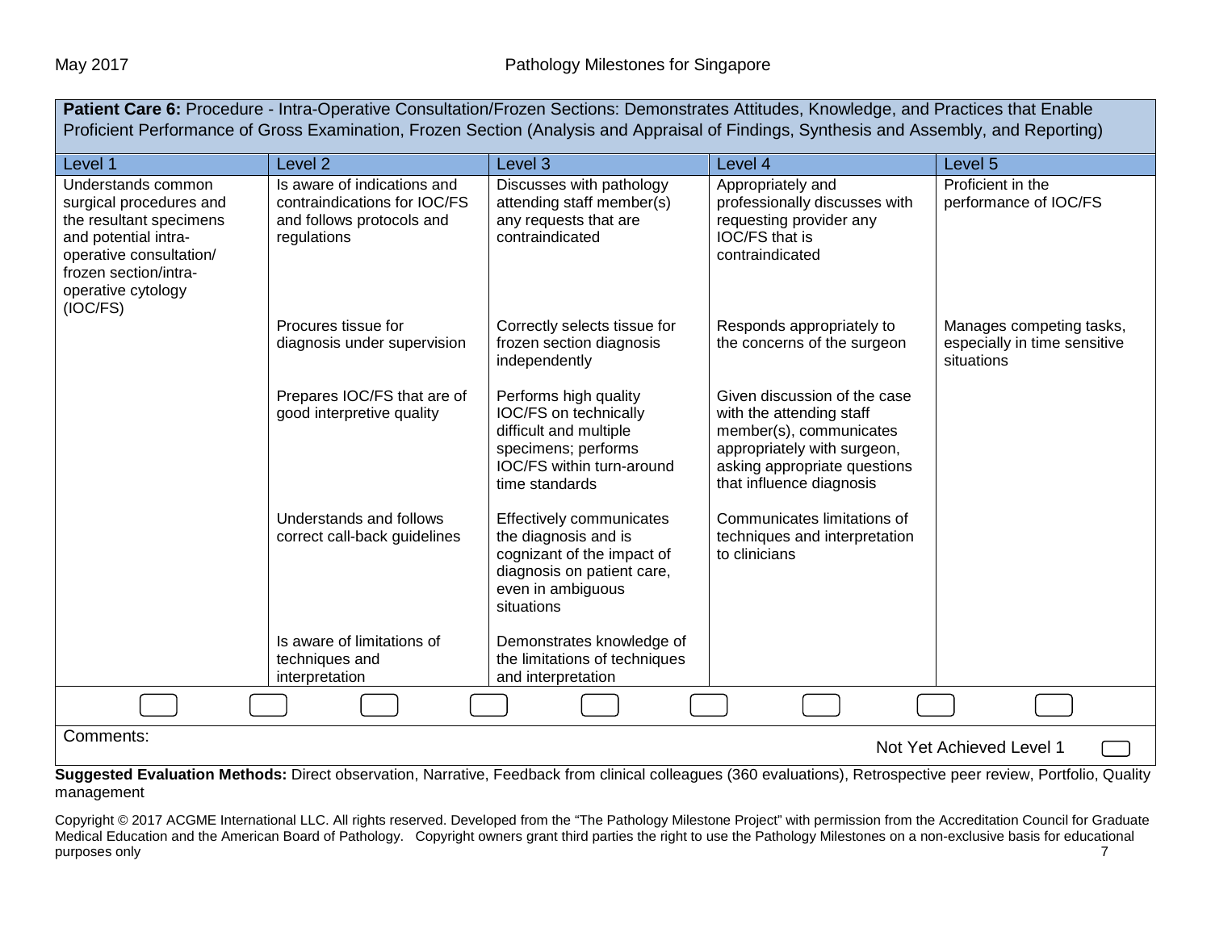**Patient Care 6:** Procedure - Intra-Operative Consultation/Frozen Sections: Demonstrates Attitudes, Knowledge, and Practices that Enable Proficient Performance of Gross Examination, Frozen Section (Analysis and Appraisal of Findings, Synthesis and Assembly, and Reporting)

| Level 1 | Level 2 | Level 3 | Level 4 | Level 5 |
|---|---|---|---|---|
| Understands common surgical procedures and the resultant specimens and potential intra-operative consultation/ frozen section/intra-operative cytology (IOC/FS) | Is aware of indications and contraindications for IOC/FS and follows protocols and regulations | Discusses with pathology attending staff member(s) any requests that are contraindicated | Appropriately and professionally discusses with requesting provider any IOC/FS that is contraindicated | Proficient in the performance of IOC/FS |
| | Procures tissue for diagnosis under supervision | Correctly selects tissue for frozen section diagnosis independently | Responds appropriately to the concerns of the surgeon | Manages competing tasks, especially in time sensitive situations |
| | Prepares IOC/FS that are of good interpretive quality | Performs high quality IOC/FS on technically difficult and multiple specimens; performs IOC/FS within turn-around time standards | Given discussion of the case with the attending staff member(s), communicates appropriately with surgeon, asking appropriate questions that influence diagnosis | |
| | Understands and follows correct call-back guidelines | Effectively communicates the diagnosis and is cognizant of the impact of diagnosis on patient care, even in ambiguous situations | Communicates limitations of techniques and interpretation to clinicians | |
| | Is aware of limitations of techniques and interpretation | Demonstrates knowledge of the limitations of techniques and interpretation | | |

Comments:

Not Yet Achieved Level 1

**Suggested Evaluation Methods:** Direct observation, Narrative, Feedback from clinical colleagues (360 evaluations), Retrospective peer review, Portfolio, Quality management

Copyright © 2017 ACGME International LLC. All rights reserved. Developed from the "The Pathology Milestone Project" with permission from the Accreditation Council for Graduate Medical Education and the American Board of Pathology. Copyright owners grant third parties the right to use the Pathology Milestones on a non-exclusive basis for educational purposes only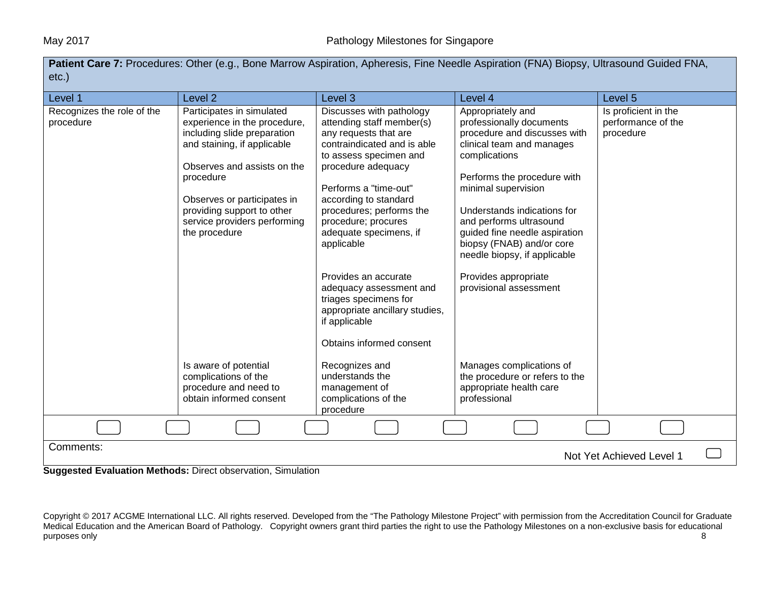**Patient Care 7:** Procedures: Other (e.g., Bone Marrow Aspiration, Apheresis, Fine Needle Aspiration (FNA) Biopsy, Ultrasound Guided FNA, etc.)

| Level 1 | Level 2 | Level 3 | Level 4 | Level 5 |
|---|---|---|---|---|
| Recognizes the role of the procedure | Participates in simulated experience in the procedure, including slide preparation and staining, if applicable<br><br>Observes and assists on the procedure<br><br>Observes or participates in providing support to other service providers performing the procedure | Discusses with pathology attending staff member(s) any requests that are contraindicated and is able to assess specimen and procedure adequacy<br><br>Performs a "time-out" according to standard procedures; performs the procedure; procures adequate specimens, if applicable<br><br>Provides an accurate adequacy assessment and triages specimens for appropriate ancillary studies, if applicable<br><br>Obtains informed consent | Appropriately and professionally documents procedure and discusses with clinical team and manages complications<br><br>Performs the procedure with minimal supervision<br><br>Understands indications for and performs ultrasound guided fine needle aspiration biopsy (FNAB) and/or core needle biopsy, if applicable<br><br>Provides appropriate provisional assessment | Is proficient in the performance of the procedure |
| | Is aware of potential complications of the procedure and need to obtain informed consent | Recognizes and understands the management of complications of the procedure | Manages complications of the procedure or refers to the appropriate health care professional | |

Comments:

Not Yet Achieved Level 1

**Suggested Evaluation Methods:** Direct observation, Simulation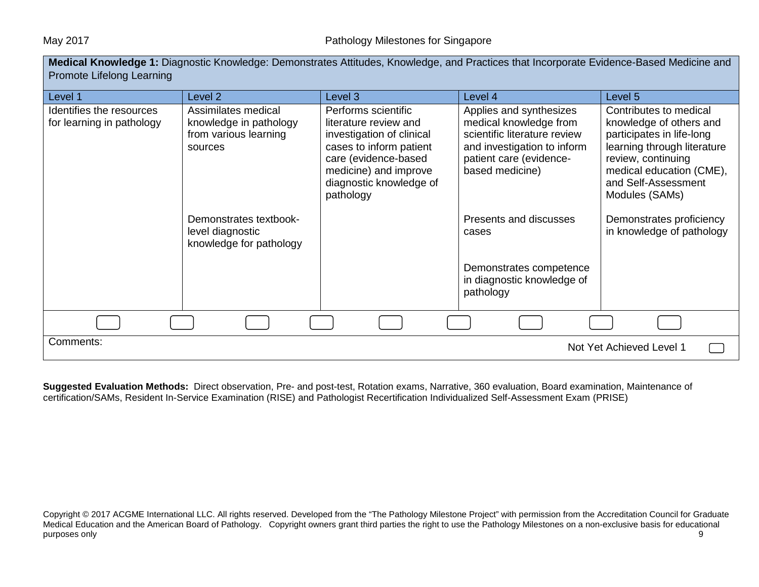**Medical Knowledge 1:** Diagnostic Knowledge: Demonstrates Attitudes, Knowledge, and Practices that Incorporate Evidence-Based Medicine and Promote Lifelong Learning

| Level 1 | Level 2 | Level 3 | Level 4 | Level 5 |
|---|---|---|---|---|
| Identifies the resources for learning in pathology | Assimilates medical knowledge in pathology from various learning sources<br><br>Demonstrates textbook-level diagnostic knowledge for pathology | Performs scientific literature review and investigation of clinical cases to inform patient care (evidence-based medicine) and improve diagnostic knowledge of pathology | Applies and synthesizes medical knowledge from scientific literature review and investigation to inform patient care (evidence-based medicine)<br><br>Presents and discusses cases<br><br>Demonstrates competence in diagnostic knowledge of pathology | Contributes to medical knowledge of others and participates in life-long learning through literature review, continuing medical education (CME), and Self-Assessment Modules (SAMs)<br><br>Demonstrates proficiency in knowledge of pathology |

Comments:

Not Yet Achieved Level 1

**Suggested Evaluation Methods:** Direct observation, Pre- and post-test, Rotation exams, Narrative, 360 evaluation, Board examination, Maintenance of certification/SAMs, Resident In-Service Examination (RISE) and Pathologist Recertification Individualized Self-Assessment Exam (PRISE)

Copyright © 2017 ACGME International LLC. All rights reserved. Developed from the "The Pathology Milestone Project" with permission from the Accreditation Council for Graduate Medical Education and the American Board of Pathology. Copyright owners grant third parties the right to use the Pathology Milestones on a non-exclusive basis for educational purposes only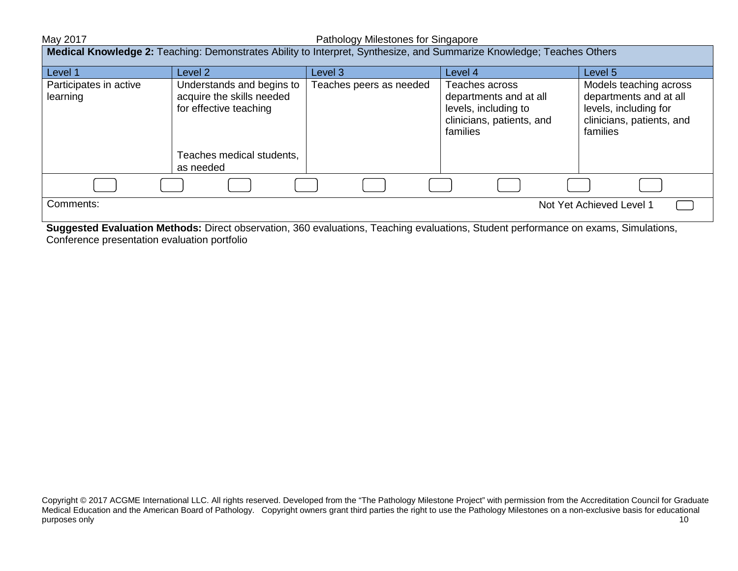| **Medical Knowledge 2:** Teaching: Demonstrates Ability to Interpret, Synthesize, and Summarize Knowledge; Teaches Others | | | | |
|---|---|---|---|---|
| Level 1 | Level 2 | Level 3 | Level 4 | Level 5 |
| Participates in active learning | Understands and begins to acquire the skills needed for effective teaching<br><br>Teaches medical students, as needed | Teaches peers as needed | Teaches across departments and at all levels, including to clinicians, patients, and families | Models teaching across departments and at all levels, including for clinicians, patients, and families |

Comments:

Not Yet Achieved Level 1

**Suggested Evaluation Methods:** Direct observation, 360 evaluations, Teaching evaluations, Student performance on exams, Simulations, Conference presentation evaluation portfolio

Copyright © 2017 ACGME International LLC. All rights reserved. Developed from the "The Pathology Milestone Project" with permission from the Accreditation Council for Graduate Medical Education and the American Board of Pathology. Copyright owners grant third parties the right to use the Pathology Milestones on a non-exclusive basis for educational purposes only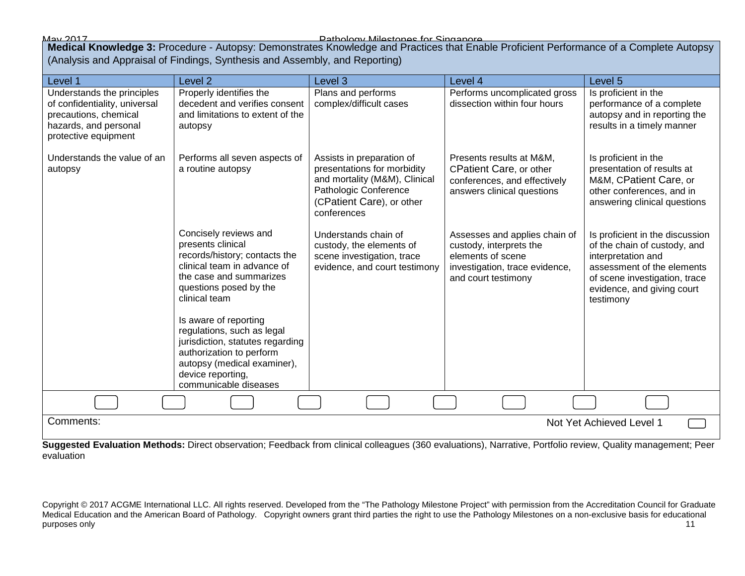**Medical Knowledge 3:** Procedure - Autopsy: Demonstrates Knowledge and Practices that Enable Proficient Performance of a Complete Autopsy (Analysis and Appraisal of Findings, Synthesis and Assembly, and Reporting)

| Level 1 | Level 2 | Level 3 | Level 4 | Level 5 |
|---|---|---|---|---|
| Understands the principles of confidentiality, universal precautions, chemical hazards, and personal protective equipment | Properly identifies the decedent and verifies consent and limitations to extent of the autopsy | Plans and performs complex/difficult cases | Performs uncomplicated gross dissection within four hours | Is proficient in the performance of a complete autopsy and in reporting the results in a timely manner |
| Understands the value of an autopsy | Performs all seven aspects of a routine autopsy | Assists in preparation of presentations for morbidity and mortality (M&M), Clinical Pathologic Conference (CPatient Care), or other conferences | Presents results at M&M, CPatient Care, or other conferences, and effectively answers clinical questions | Is proficient in the presentation of results at M&M, CPatient Care, or other conferences, and in answering clinical questions |
| | Concisely reviews and presents clinical records/history; contacts the clinical team in advance of the case and summarizes questions posed by the clinical team | Understands chain of custody, the elements of scene investigation, trace evidence, and court testimony | Assesses and applies chain of custody, interprets the elements of scene investigation, trace evidence, and court testimony | Is proficient in the discussion of the chain of custody, and interpretation and assessment of the elements of scene investigation, trace evidence, and giving court testimony |
| | Is aware of reporting regulations, such as legal jurisdiction, statutes regarding authorization to perform autopsy (medical examiner), device reporting, communicable diseases | | | |

Comments:

Not Yet Achieved Level 1

**Suggested Evaluation Methods:** Direct observation; Feedback from clinical colleagues (360 evaluations), Narrative, Portfolio review, Quality management; Peer evaluation

Copyright © 2017 ACGME International LLC. All rights reserved. Developed from the "The Pathology Milestone Project" with permission from the Accreditation Council for Graduate Medical Education and the American Board of Pathology. Copyright owners grant third parties the right to use the Pathology Milestones on a non-exclusive basis for educational purposes only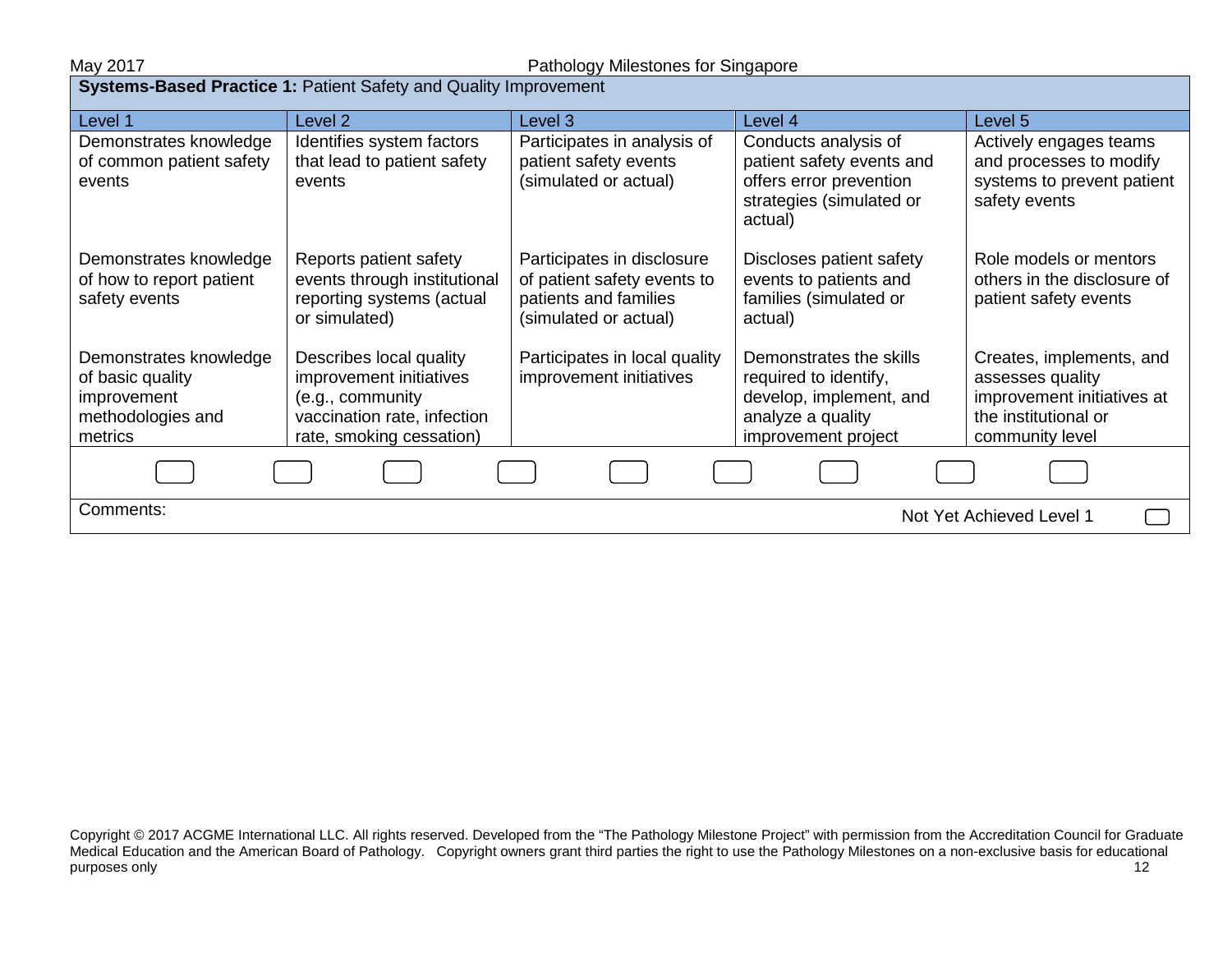**Systems-Based Practice 1:** Patient Safety and Quality Improvement

| Level 1 | Level 2 | Level 3 | Level 4 | Level 5 |
|---|---|---|---|---|
| Demonstrates knowledge of common patient safety events | Identifies system factors that lead to patient safety events | Participates in analysis of patient safety events (simulated or actual) | Conducts analysis of patient safety events and offers error prevention strategies (simulated or actual) | Actively engages teams and processes to modify systems to prevent patient safety events |
| Demonstrates knowledge of how to report patient safety events | Reports patient safety events through institutional reporting systems (actual or simulated) | Participates in disclosure of patient safety events to patients and families (simulated or actual) | Discloses patient safety events to patients and families (simulated or actual) | Role models or mentors others in the disclosure of patient safety events |
| Demonstrates knowledge of basic quality improvement methodologies and metrics | Describes local quality improvement initiatives (e.g., community vaccination rate, infection rate, smoking cessation) | Participates in local quality improvement initiatives | Demonstrates the skills required to identify, develop, implement, and analyze a quality improvement project | Creates, implements, and assesses quality improvement initiatives at the institutional or community level |

Comments:

Not Yet Achieved Level 1

Copyright © 2017 ACGME International LLC. All rights reserved. Developed from the "The Pathology Milestone Project" with permission from the Accreditation Council for Graduate Medical Education and the American Board of Pathology. Copyright owners grant third parties the right to use the Pathology Milestones on a non-exclusive basis for educational purposes only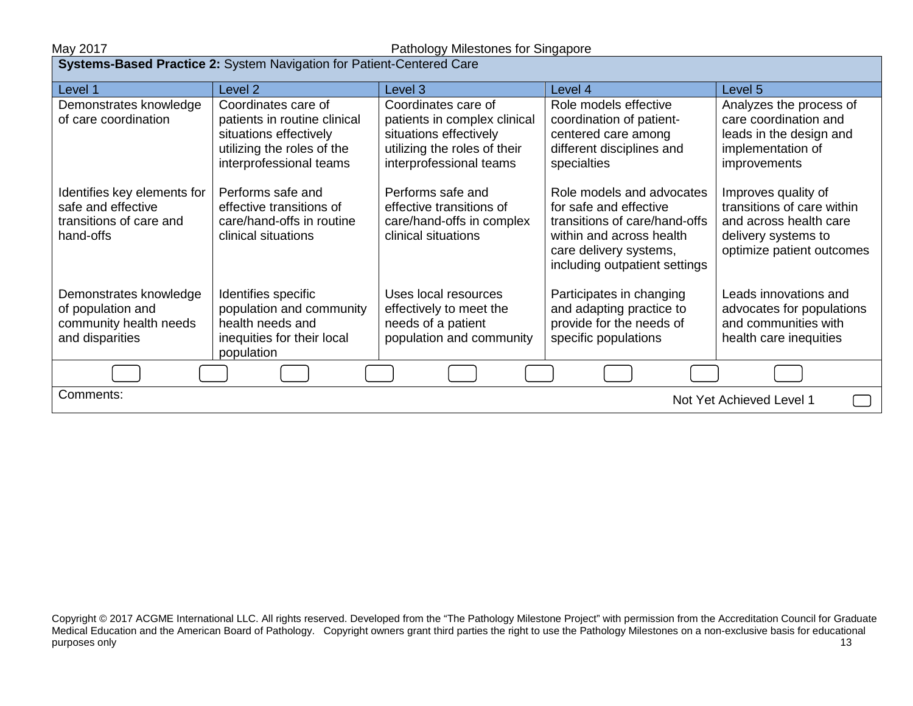**Systems-Based Practice 2:** System Navigation for Patient-Centered Care

| Level 1 | Level 2 | Level 3 | Level 4 | Level 5 |
|---|---|---|---|---|
| Demonstrates knowledge of care coordination | Coordinates care of patients in routine clinical situations effectively utilizing the roles of the interprofessional teams | Coordinates care of patients in complex clinical situations effectively utilizing the roles of their interprofessional teams | Role models effective coordination of patient-centered care among different disciplines and specialties | Analyzes the process of care coordination and leads in the design and implementation of improvements |
| Identifies key elements for safe and effective transitions of care and hand-offs | Performs safe and effective transitions of care/hand-offs in routine clinical situations | Performs safe and effective transitions of care/hand-offs in complex clinical situations | Role models and advocates for safe and effective transitions of care/hand-offs within and across health care delivery systems, including outpatient settings | Improves quality of transitions of care within and across health care delivery systems to optimize patient outcomes |
| Demonstrates knowledge of population and community health needs and disparities | Identifies specific population and community health needs and inequities for their local population | Uses local resources effectively to meet the needs of a patient population and community | Participates in changing and adapting practice to provide for the needs of specific populations | Leads innovations and advocates for populations and communities with health care inequities |

Comments:

Not Yet Achieved Level 1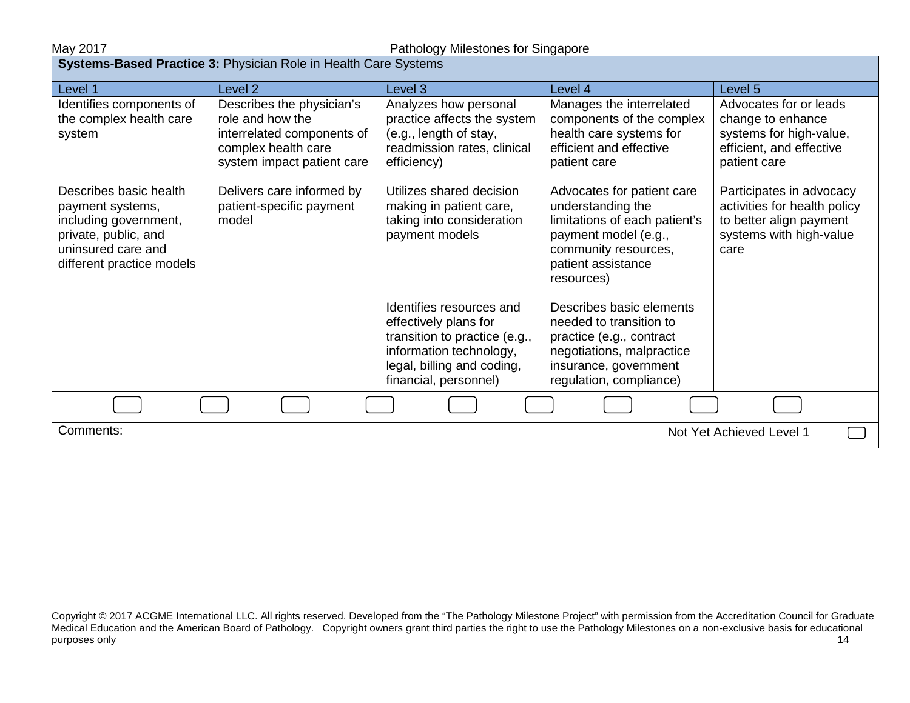| **Systems-Based Practice 3:** Physician Role in Health Care Systems | | | | |
|---|---|---|---|---|
| Level 1 | Level 2 | Level 3 | Level 4 | Level 5 |
| Identifies components of the complex health care system | Describes the physician's role and how the interrelated components of complex health care system impact patient care | Analyzes how personal practice affects the system (e.g., length of stay, readmission rates, clinical efficiency) | Manages the interrelated components of the complex health care systems for efficient and effective patient care | Advocates for or leads change to enhance systems for high-value, efficient, and effective patient care |
| Describes basic health payment systems, including government, private, public, and uninsured care and different practice models | Delivers care informed by patient-specific payment model | Utilizes shared decision making in patient care, taking into consideration payment models | Advocates for patient care understanding the limitations of each patient's payment model (e.g., community resources, patient assistance resources) | Participates in advocacy activities for health policy to better align payment systems with high-value care |
| | | Identifies resources and effectively plans for transition to practice (e.g., information technology, legal, billing and coding, financial, personnel) | Describes basic elements needed to transition to practice (e.g., contract negotiations, malpractice insurance, government regulation, compliance) | |

Comments:

Not Yet Achieved Level 1

Copyright © 2017 ACGME International LLC. All rights reserved. Developed from the "The Pathology Milestone Project" with permission from the Accreditation Council for Graduate Medical Education and the American Board of Pathology. Copyright owners grant third parties the right to use the Pathology Milestones on a non-exclusive basis for educational purposes only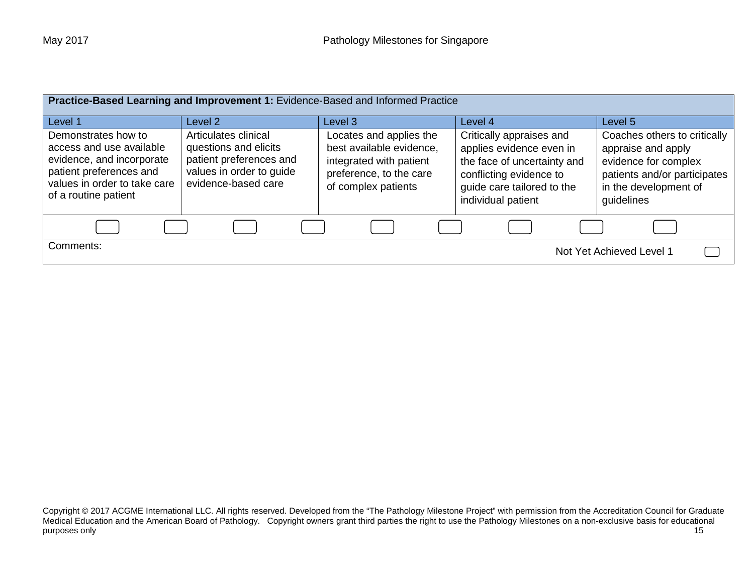| **Practice-Based Learning and Improvement 1:** Evidence-Based and Informed Practice | | | | |
|---|---|---|---|---|
| Level 1 | Level 2 | Level 3 | Level 4 | Level 5 |
| Demonstrates how to access and use available evidence, and incorporate patient preferences and values in order to take care of a routine patient | Articulates clinical questions and elicits patient preferences and values in order to guide evidence-based care | Locates and applies the best available evidence, integrated with patient preference, to the care of complex patients | Critically appraises and applies evidence even in the face of uncertainty and conflicting evidence to guide care tailored to the individual patient | Coaches others to critically appraise and apply evidence for complex patients and/or participates in the development of guidelines |
| ☐ ☐ | ☐ ☐ | ☐ ☐ | ☐ ☐ | ☐ |
| Comments: | | | | Not Yet Achieved Level 1 ☐ |

Copyright © 2017 ACGME International LLC. All rights reserved. Developed from the "The Pathology Milestone Project" with permission from the Accreditation Council for Graduate Medical Education and the American Board of Pathology. Copyright owners grant third parties the right to use the Pathology Milestones on a non-exclusive basis for educational purposes only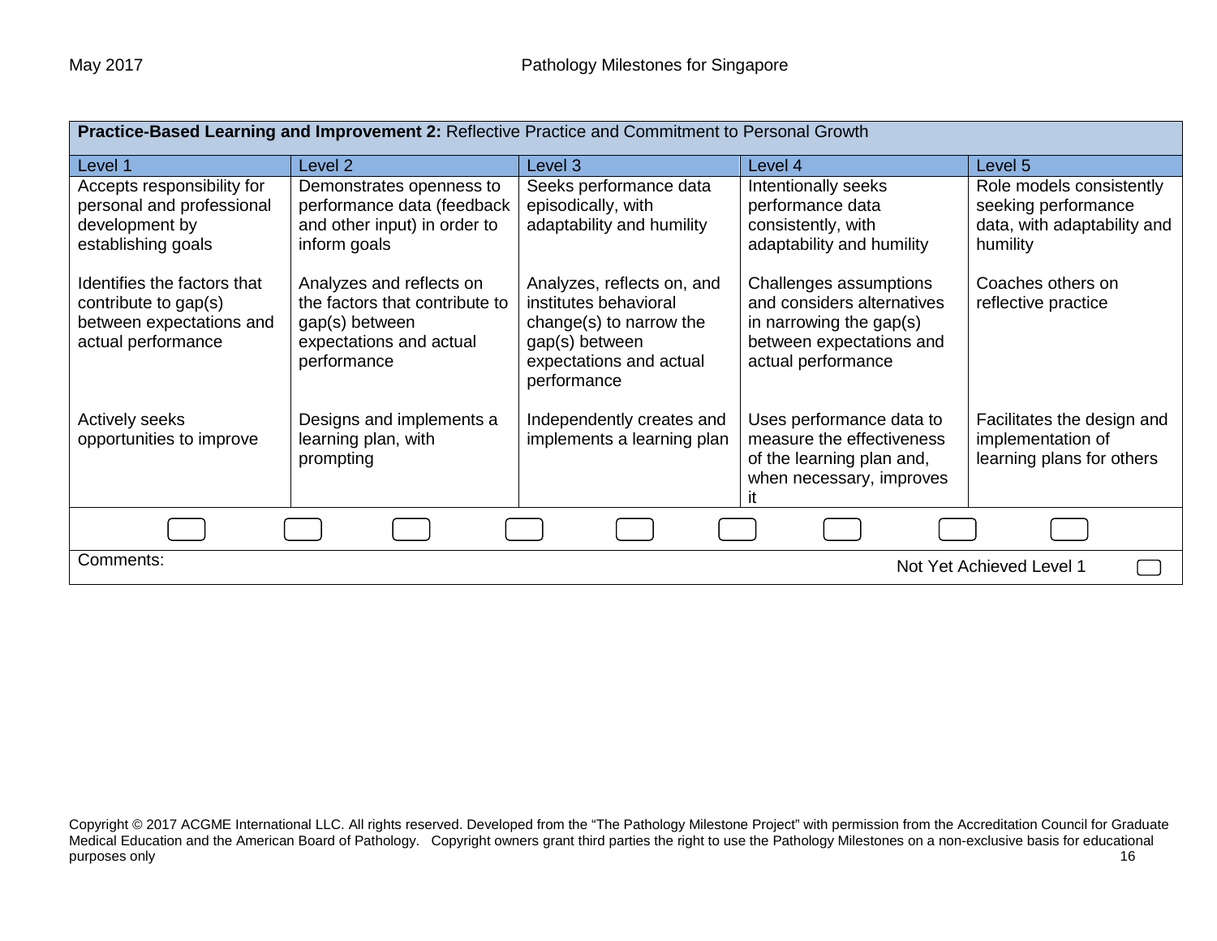**Practice-Based Learning and Improvement 2:** Reflective Practice and Commitment to Personal Growth

| Level 1 | Level 2 | Level 3 | Level 4 | Level 5 |
|---|---|---|---|---|
| Accepts responsibility for personal and professional development by establishing goals | Demonstrates openness to performance data (feedback and other input) in order to inform goals | Seeks performance data episodically, with adaptability and humility | Intentionally seeks performance data consistently, with adaptability and humility | Role models consistently seeking performance data, with adaptability and humility |
| Identifies the factors that contribute to gap(s) between expectations and actual performance | Analyzes and reflects on the factors that contribute to gap(s) between expectations and actual performance | Analyzes, reflects on, and institutes behavioral change(s) to narrow the gap(s) between expectations and actual performance | Challenges assumptions and considers alternatives in narrowing the gap(s) between expectations and actual performance | Coaches others on reflective practice |
| Actively seeks opportunities to improve | Designs and implements a learning plan, with prompting | Independently creates and implements a learning plan | Uses performance data to measure the effectiveness of the learning plan and, when necessary, improves it | Facilitates the design and implementation of learning plans for others |

Comments:

Not Yet Achieved Level 1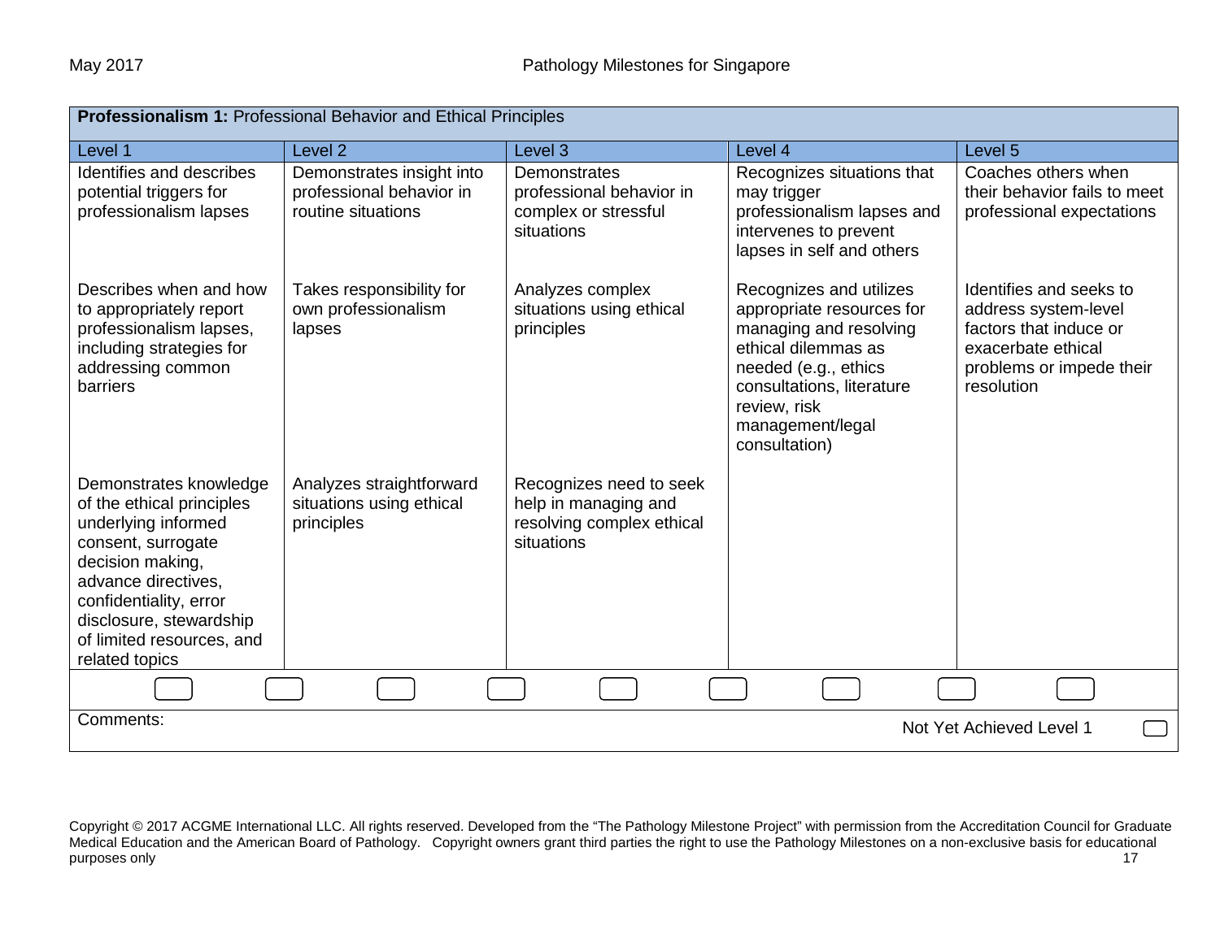| **Professionalism 1:** Professional Behavior and Ethical Principles | | | | |
|---|---|---|---|---|
| Level 1 | Level 2 | Level 3 | Level 4 | Level 5 |
| Identifies and describes potential triggers for professionalism lapses | Demonstrates insight into professional behavior in routine situations | Demonstrates professional behavior in complex or stressful situations | Recognizes situations that may trigger professionalism lapses and intervenes to prevent lapses in self and others | Coaches others when their behavior fails to meet professional expectations |
| Describes when and how to appropriately report professionalism lapses, including strategies for addressing common barriers | Takes responsibility for own professionalism lapses | Analyzes complex situations using ethical principles | Recognizes and utilizes appropriate resources for managing and resolving ethical dilemmas as needed (e.g., ethics consultations, literature review, risk management/legal consultation) | Identifies and seeks to address system-level factors that induce or exacerbate ethical problems or impede their resolution |
| Demonstrates knowledge of the ethical principles underlying informed consent, surrogate decision making, advance directives, confidentiality, error disclosure, stewardship of limited resources, and related topics | Analyzes straightforward situations using ethical principles | Recognizes need to seek help in managing and resolving complex ethical situations | | |

Comments:

Not Yet Achieved Level 1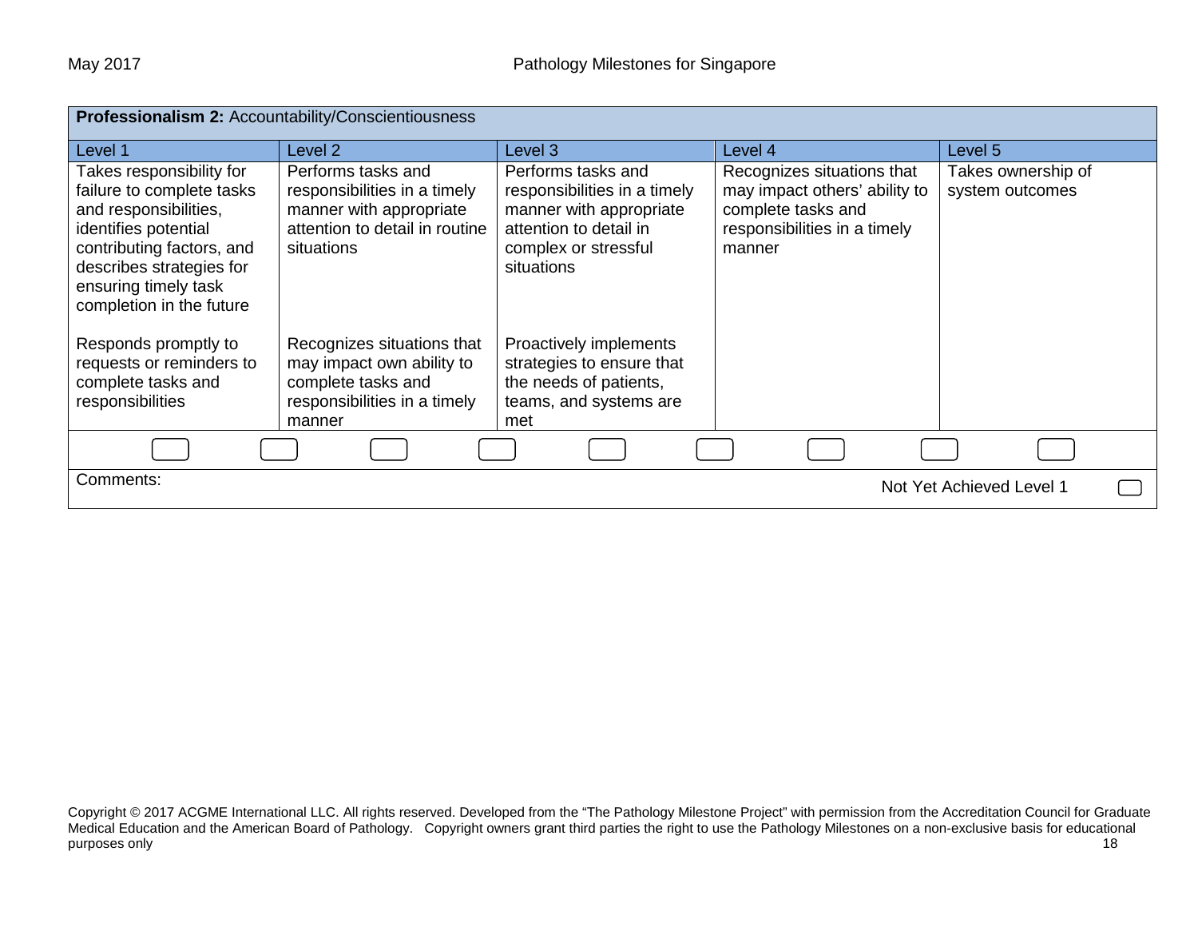| **Professionalism 2:** Accountability/Conscientiousness | | | | |
|---|---|---|---|---|
| Level 1 | Level 2 | Level 3 | Level 4 | Level 5 |
| Takes responsibility for failure to complete tasks and responsibilities, identifies potential contributing factors, and describes strategies for ensuring timely task completion in the future<br><br>Responds promptly to requests or reminders to complete tasks and responsibilities | Performs tasks and responsibilities in a timely manner with appropriate attention to detail in routine situations<br><br>Recognizes situations that may impact own ability to complete tasks and responsibilities in a timely manner | Performs tasks and responsibilities in a timely manner with appropriate attention to detail in complex or stressful situations<br><br>Proactively implements strategies to ensure that the needs of patients, teams, and systems are met | Recognizes situations that may impact others' ability to complete tasks and responsibilities in a timely manner | Takes ownership of system outcomes |

Comments:

Not Yet Achieved Level 1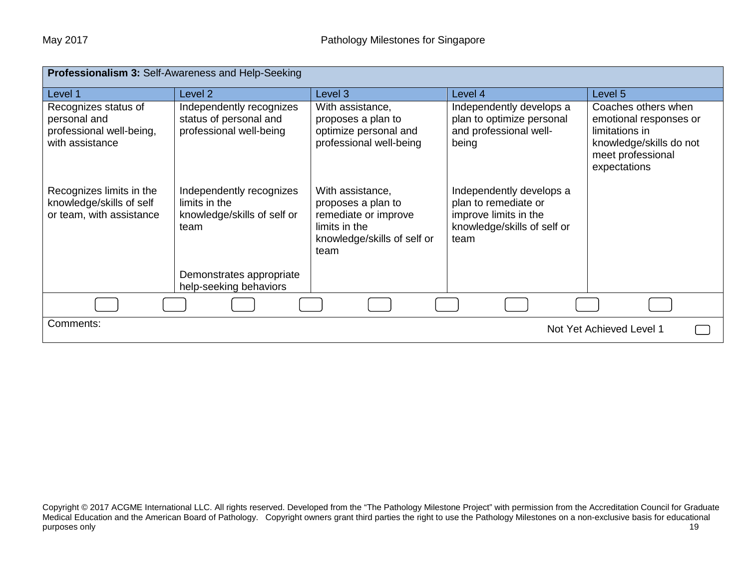| **Professionalism 3:** Self-Awareness and Help-Seeking | | | | |
|---|---|---|---|---|
| Level 1 | Level 2 | Level 3 | Level 4 | Level 5 |
| Recognizes status of personal and professional well-being, with assistance | Independently recognizes status of personal and professional well-being | With assistance, proposes a plan to optimize personal and professional well-being | Independently develops a plan to optimize personal and professional well-being | Coaches others when emotional responses or limitations in knowledge/skills do not meet professional expectations |
| Recognizes limits in the knowledge/skills of self or team, with assistance | Independently recognizes limits in the knowledge/skills of self or team | With assistance, proposes a plan to remediate or improve limits in the knowledge/skills of self or team | Independently develops a plan to remediate or improve limits in the knowledge/skills of self or team | |
| | Demonstrates appropriate help-seeking behaviors | | | |

Comments:

Not Yet Achieved Level 1

Copyright © 2017 ACGME International LLC. All rights reserved. Developed from the "The Pathology Milestone Project" with permission from the Accreditation Council for Graduate Medical Education and the American Board of Pathology. Copyright owners grant third parties the right to use the Pathology Milestones on a non-exclusive basis for educational purposes only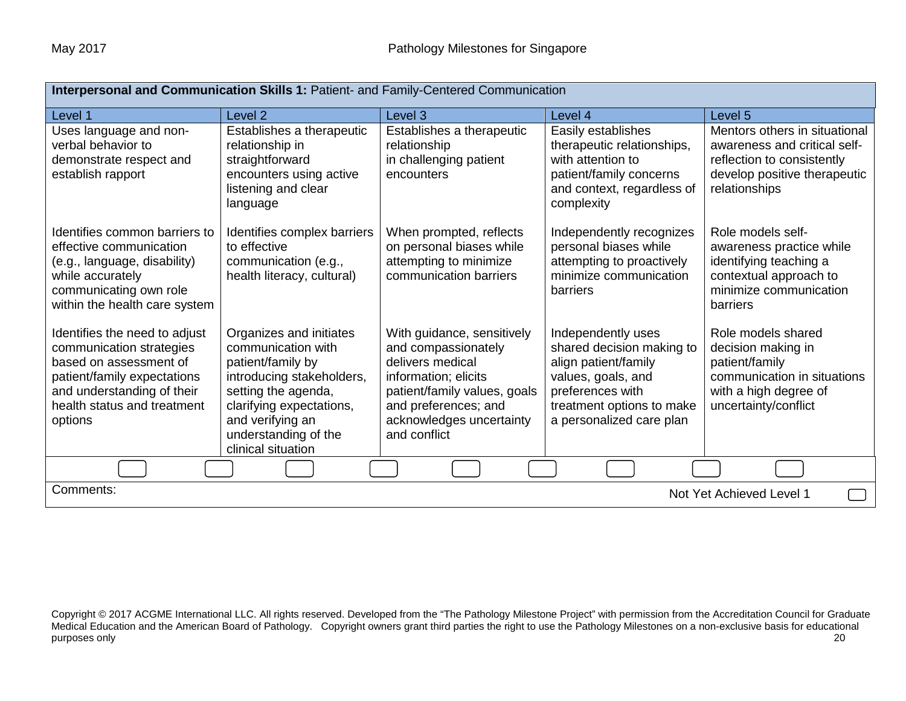| **Interpersonal and Communication Skills 1:** Patient- and Family-Centered Communication | | | | |
|---|---|---|---|---|
| Level 1 | Level 2 | Level 3 | Level 4 | Level 5 |
| Uses language and non-verbal behavior to demonstrate respect and establish rapport | Establishes a therapeutic relationship in straightforward encounters using active listening and clear language | Establishes a therapeutic relationship in challenging patient encounters | Easily establishes therapeutic relationships, with attention to patient/family concerns and context, regardless of complexity | Mentors others in situational awareness and critical self-reflection to consistently develop positive therapeutic relationships |
| Identifies common barriers to effective communication (e.g., language, disability) while accurately communicating own role within the health care system | Identifies complex barriers to effective communication (e.g., health literacy, cultural) | When prompted, reflects on personal biases while attempting to minimize communication barriers | Independently recognizes personal biases while attempting to proactively minimize communication barriers | Role models self-awareness practice while identifying teaching a contextual approach to minimize communication barriers |
| Identifies the need to adjust communication strategies based on assessment of patient/family expectations and understanding of their health status and treatment options | Organizes and initiates communication with patient/family by introducing stakeholders, setting the agenda, clarifying expectations, and verifying an understanding of the clinical situation | With guidance, sensitively and compassionately delivers medical information; elicits patient/family values, goals and preferences; and acknowledges uncertainty and conflict | Independently uses shared decision making to align patient/family values, goals, and preferences with treatment options to make a personalized care plan | Role models shared decision making in patient/family communication in situations with a high degree of uncertainty/conflict |

Comments:

Not Yet Achieved Level 1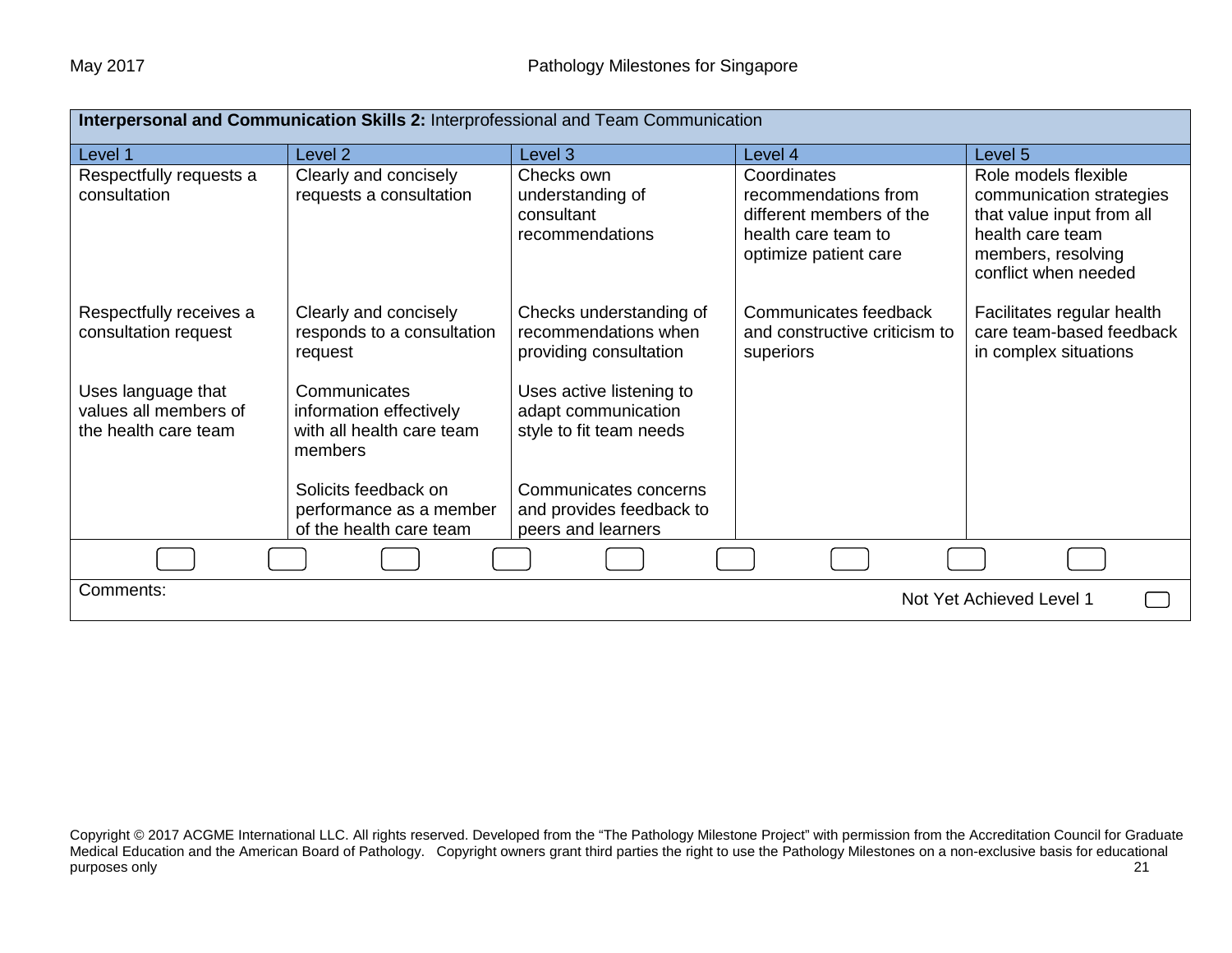**Interpersonal and Communication Skills 2:** Interprofessional and Team Communication

| Level 1 | Level 2 | Level 3 | Level 4 | Level 5 |
|---|---|---|---|---|
| Respectfully requests a consultation | Clearly and concisely requests a consultation | Checks own understanding of consultant recommendations | Coordinates recommendations from different members of the health care team to optimize patient care | Role models flexible communication strategies that value input from all health care team members, resolving conflict when needed |
| Respectfully receives a consultation request | Clearly and concisely responds to a consultation request | Checks understanding of recommendations when providing consultation | Communicates feedback and constructive criticism to superiors | Facilitates regular health care team-based feedback in complex situations |
| Uses language that values all members of the health care team | Communicates information effectively with all health care team members | Uses active listening to adapt communication style to fit team needs | | |
| | Solicits feedback on performance as a member of the health care team | Communicates concerns and provides feedback to peers and learners | | |

Comments:

Not Yet Achieved Level 1

Copyright © 2017 ACGME International LLC. All rights reserved. Developed from the "The Pathology Milestone Project" with permission from the Accreditation Council for Graduate Medical Education and the American Board of Pathology. Copyright owners grant third parties the right to use the Pathology Milestones on a non-exclusive basis for educational purposes only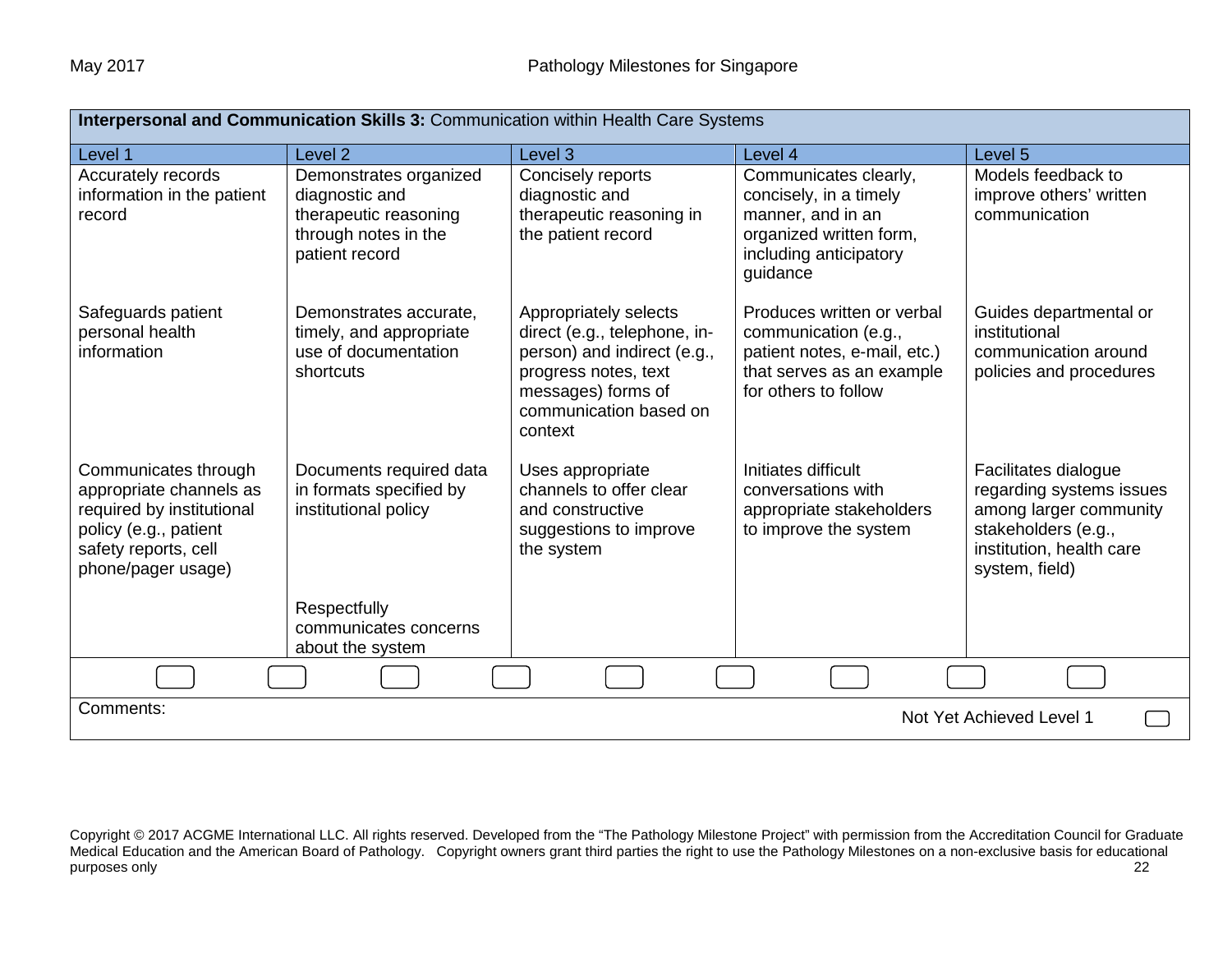| **Interpersonal and Communication Skills 3:** Communication within Health Care Systems | | | | |
|---|---|---|---|---|
| Level 1 | Level 2 | Level 3 | Level 4 | Level 5 |
| Accurately records information in the patient record | Demonstrates organized diagnostic and therapeutic reasoning through notes in the patient record | Concisely reports diagnostic and therapeutic reasoning in the patient record | Communicates clearly, concisely, in a timely manner, and in an organized written form, including anticipatory guidance | Models feedback to improve others' written communication |
| Safeguards patient personal health information | Demonstrates accurate, timely, and appropriate use of documentation shortcuts | Appropriately selects direct (e.g., telephone, in-person) and indirect (e.g., progress notes, text messages) forms of communication based on context | Produces written or verbal communication (e.g., patient notes, e-mail, etc.) that serves as an example for others to follow | Guides departmental or institutional communication around policies and procedures |
| Communicates through appropriate channels as required by institutional policy (e.g., patient safety reports, cell phone/pager usage) | Documents required data in formats specified by institutional policy | Uses appropriate channels to offer clear and constructive suggestions to improve the system | Initiates difficult conversations with appropriate stakeholders to improve the system | Facilitates dialogue regarding systems issues among larger community stakeholders (e.g., institution, health care system, field) |
| | Respectfully communicates concerns about the system | | | |

Comments:

Not Yet Achieved Level 1